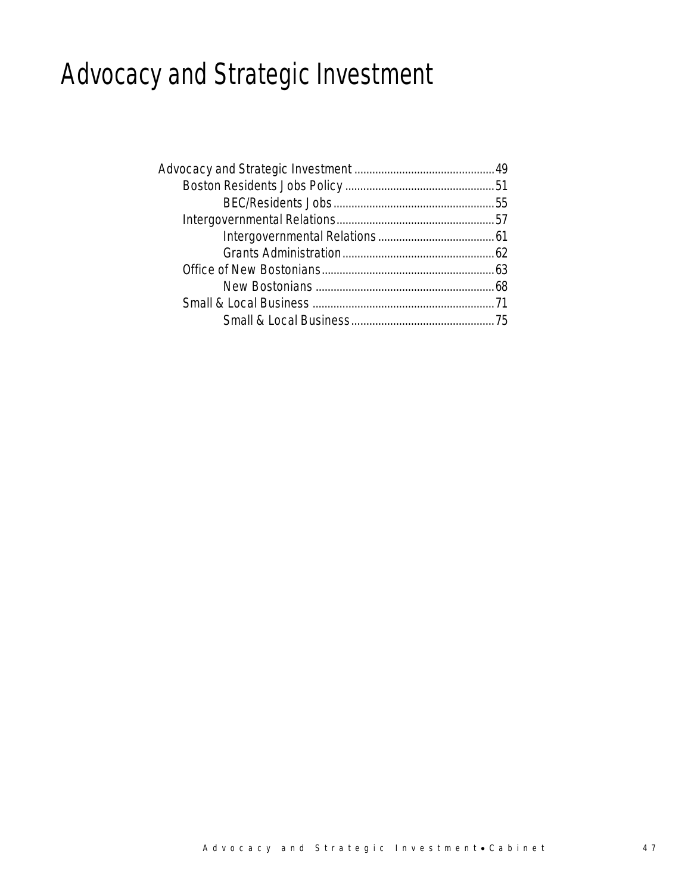# Advocacy and Strategic Investment

Advocacy and Strategic Investment ............................................. 49
- Boston Residents Jobs Policy ................................................ 51
  - BEC/Residents Jobs ..................................................... 55
- Intergovernmental Relations .................................................. 57
  - Intergovernmental Relations ...................................... 61
  - Grants Administration .................................................. 62
- Office of New Bostonians ........................................................ 63
  - New Bostonians ........................................................... 68
- Small & Local Business ........................................................... 71
  - Small & Local Business ............................................... 75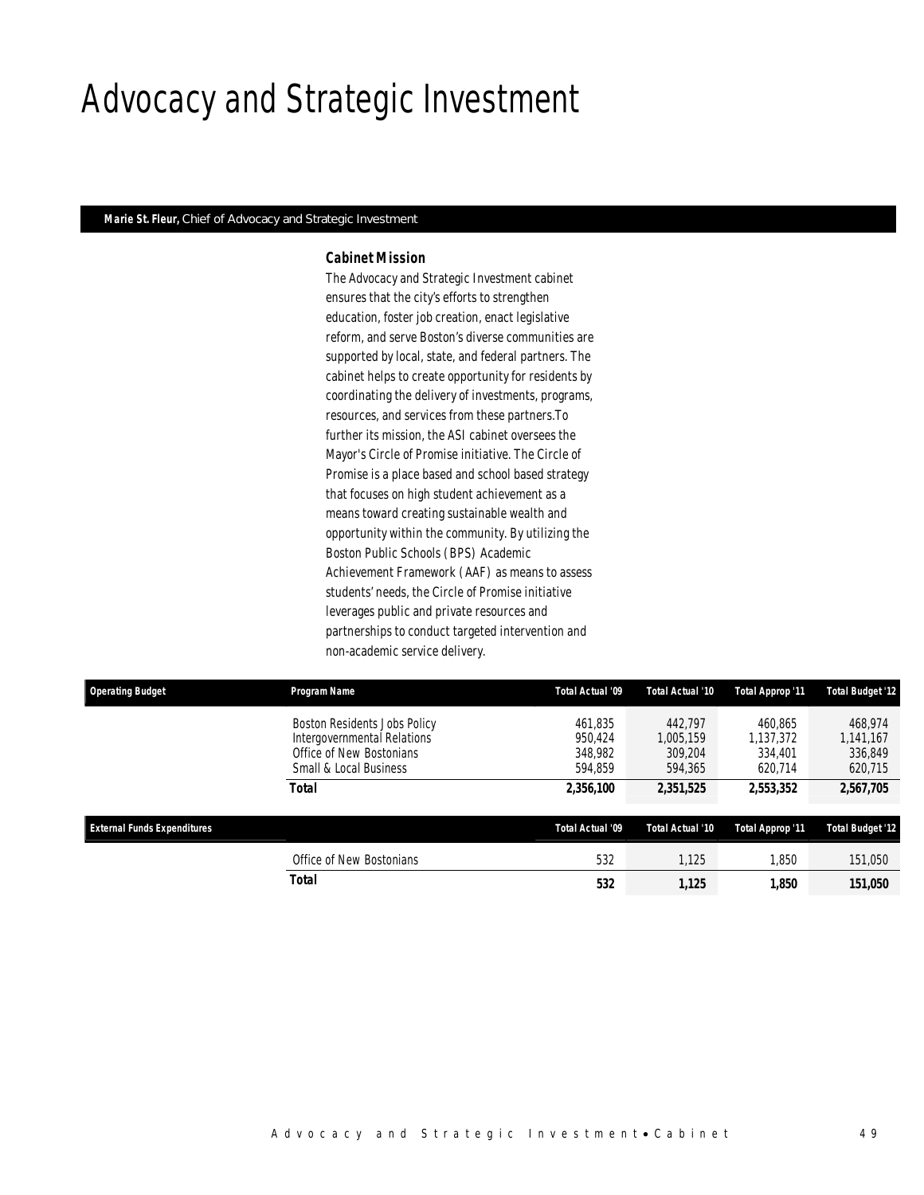# Advocacy and Strategic Investment

**Marie St. Fleur,** Chief of Advocacy and Strategic Investment

### *Cabinet Mission*

*The Advocacy and Strategic Investment cabinet ensures that the city's efforts to strengthen education, foster job creation, enact legislative reform, and serve Boston's diverse communities are supported by local, state, and federal partners. The cabinet helps to create opportunity for residents by coordinating the delivery of investments, programs, resources, and services from these partners.To further its mission, the ASI cabinet oversees the Mayor's Circle of Promise initiative. The Circle of Promise is a place based and school based strategy that focuses on high student achievement as a means toward creating sustainable wealth and opportunity within the community. By utilizing the Boston Public Schools (BPS) Academic Achievement Framework (AAF) as means to assess students' needs, the Circle of Promise initiative leverages public and private resources and partnerships to conduct targeted intervention and non-academic service delivery.*

| Operating Budget | Program Name | Total Actual '09 | Total Actual '10 | Total Approp '11 | Total Budget '12 |
|---|---|---|---|---|---|
| | Boston Residents Jobs Policy | 461,835 | 442,797 | 460,865 | 468,974 |
| | Intergovernmental Relations | 950,424 | 1,005,159 | 1,137,372 | 1,141,167 |
| | Office of New Bostonians | 348,982 | 309,204 | 334,401 | 336,849 |
| | Small & Local Business | 594,859 | 594,365 | 620,714 | 620,715 |
| | **Total** | **2,356,100** | **2,351,525** | **2,553,352** | **2,567,705** |

| External Funds Expenditures | | Total Actual '09 | Total Actual '10 | Total Approp '11 | Total Budget '12 |
|---|---|---|---|---|---|
| | Office of New Bostonians | 532 | 1,125 | 1,850 | 151,050 |
| | **Total** | **532** | **1,125** | **1,850** | **151,050** |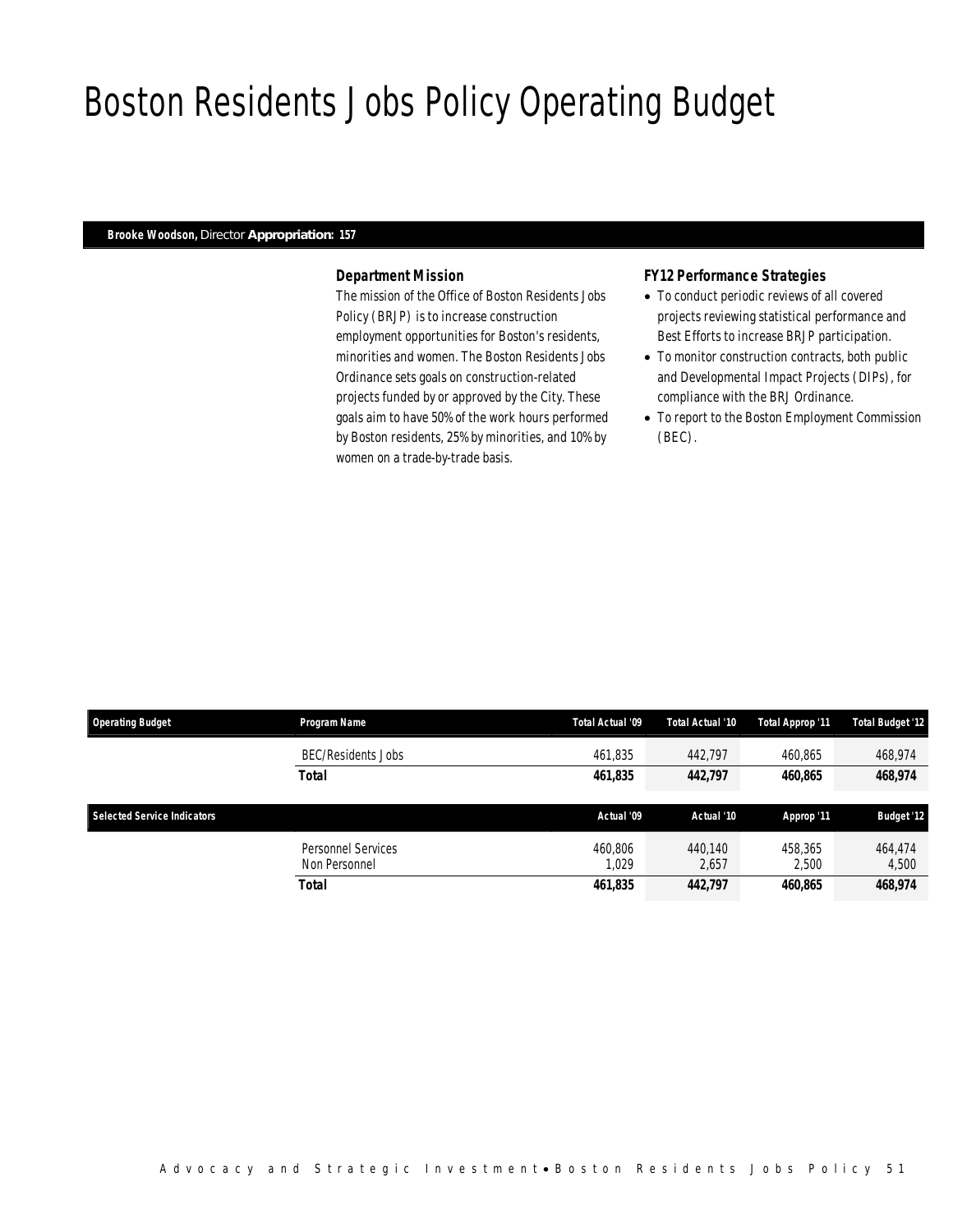# Boston Residents Jobs Policy Operating Budget

**Brooke Woodson,** Director **Appropriation: 157**

### *Department Mission*

The mission of the Office of Boston Residents Jobs Policy (BRJP) is to increase construction employment opportunities for Boston's residents, minorities and women. The Boston Residents Jobs Ordinance sets goals on construction-related projects funded by or approved by the City. These goals aim to have 50% of the work hours performed by Boston residents, 25% by minorities, and 10% by women on a trade-by-trade basis.

### *FY12 Performance Strategies*

- To conduct periodic reviews of all covered projects reviewing statistical performance and Best Efforts to increase BRJP participation.
- To monitor construction contracts, both public and Developmental Impact Projects (DIPs), for compliance with the BRJ Ordinance.
- To report to the Boston Employment Commission (BEC).

| Operating Budget | Program Name | Total Actual '09 | Total Actual '10 | Total Approp '11 | Total Budget '12 |
|---|---|---|---|---|---|
| | BEC/Residents Jobs | 461,835 | 442,797 | 460,865 | 468,974 |
| | **Total** | **461,835** | **442,797** | **460,865** | **468,974** |

| Selected Service Indicators | | Actual '09 | Actual '10 | Approp '11 | Budget '12 |
|---|---|---|---|---|---|
| | Personnel Services | 460,806 | 440,140 | 458,365 | 464,474 |
| | Non Personnel | 1,029 | 2,657 | 2,500 | 4,500 |
| | **Total** | **461,835** | **442,797** | **460,865** | **468,974** |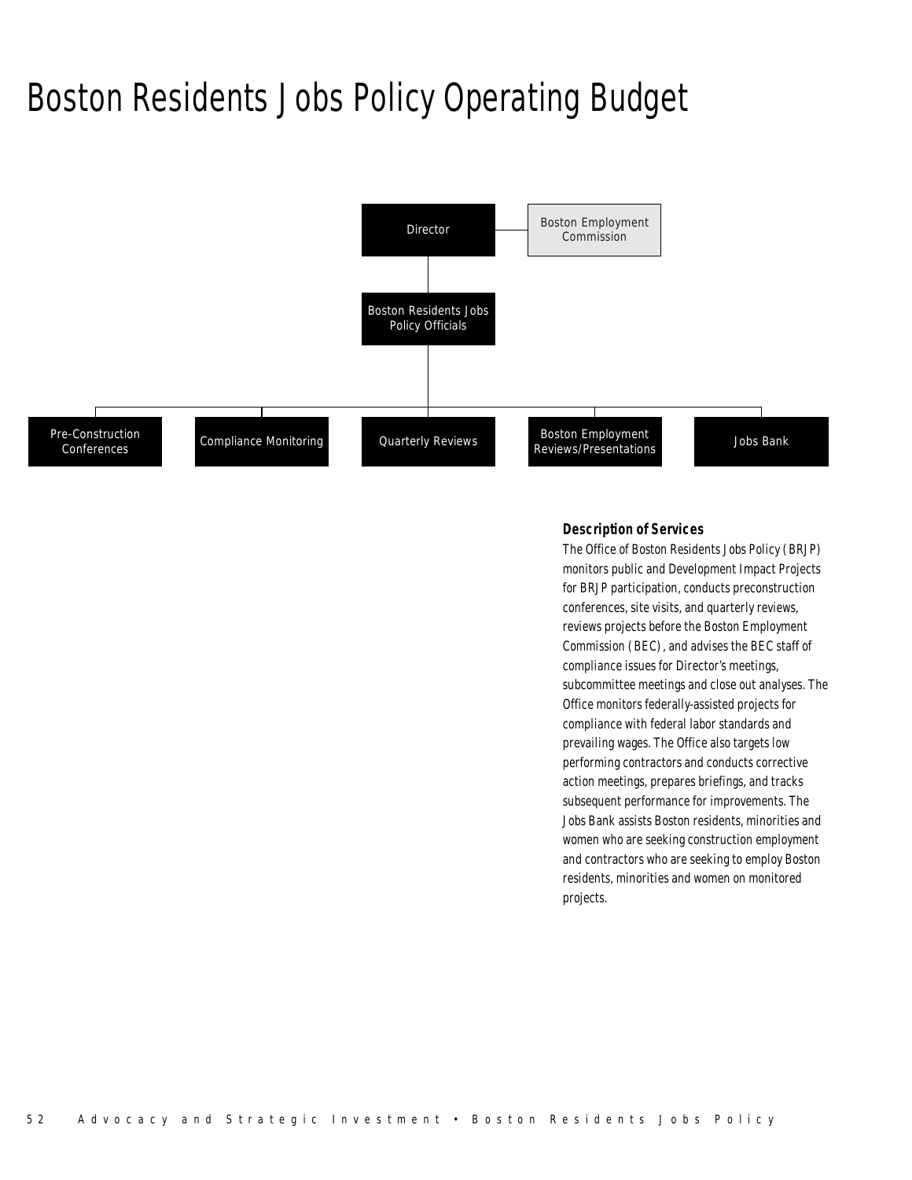# Boston Residents Jobs Policy Operating Budget

Director

Boston Employment Commission

Boston Residents Jobs Policy Officials

Pre-Construction Conferences

Compliance Monitoring

Quarterly Reviews

Boston Employment Reviews/Presentations

Jobs Bank

### *Description of Services*

*The Office of Boston Residents Jobs Policy (BRJP) monitors public and Development Impact Projects for BRJP participation, conducts preconstruction conferences, site visits, and quarterly reviews, reviews projects before the Boston Employment Commission (BEC), and advises the BEC staff of compliance issues for Director's meetings, subcommittee meetings and close out analyses. The Office monitors federally-assisted projects for compliance with federal labor standards and prevailing wages. The Office also targets low performing contractors and conducts corrective action meetings, prepares briefings, and tracks subsequent performance for improvements. The Jobs Bank assists Boston residents, minorities and women who are seeking construction employment and contractors who are seeking to employ Boston residents, minorities and women on monitored projects.*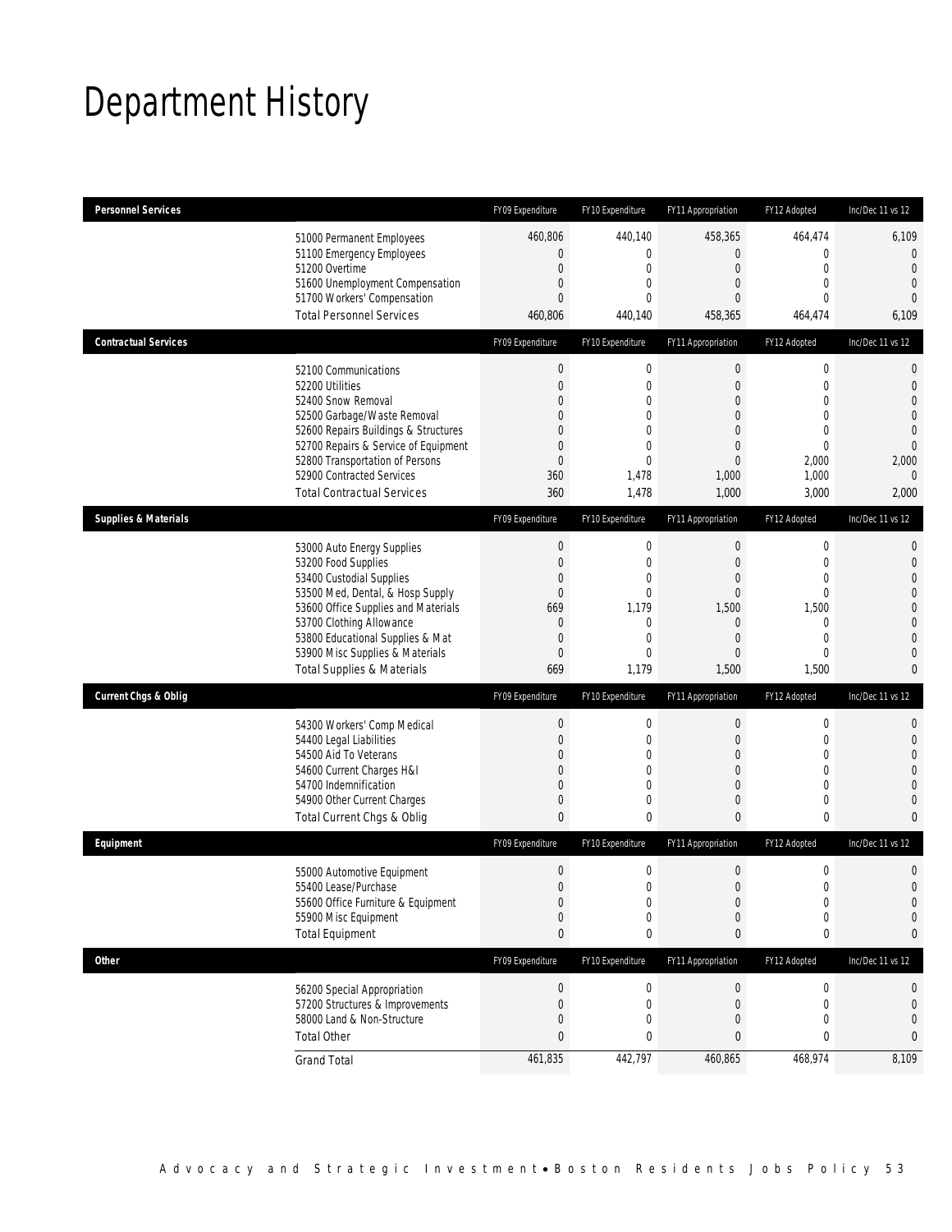# Department History

| Personnel Services | | FY09 Expenditure | FY10 Expenditure | FY11 Appropriation | FY12 Adopted | Inc/Dec 11 vs 12 |
|---|---|---|---|---|---|---|
| | 51000 Permanent Employees | 460,806 | 440,140 | 458,365 | 464,474 | 6,109 |
| | 51100 Emergency Employees | 0 | 0 | 0 | 0 | 0 |
| | 51200 Overtime | 0 | 0 | 0 | 0 | 0 |
| | 51600 Unemployment Compensation | 0 | 0 | 0 | 0 | 0 |
| | 51700 Workers' Compensation | 0 | 0 | 0 | 0 | 0 |
| | Total Personnel Services | 460,806 | 440,140 | 458,365 | 464,474 | 6,109 |

| Contractual Services | | FY09 Expenditure | FY10 Expenditure | FY11 Appropriation | FY12 Adopted | Inc/Dec 11 vs 12 |
|---|---|---|---|---|---|---|
| | 52100 Communications | 0 | 0 | 0 | 0 | 0 |
| | 52200 Utilities | 0 | 0 | 0 | 0 | 0 |
| | 52400 Snow Removal | 0 | 0 | 0 | 0 | 0 |
| | 52500 Garbage/Waste Removal | 0 | 0 | 0 | 0 | 0 |
| | 52600 Repairs Buildings & Structures | 0 | 0 | 0 | 0 | 0 |
| | 52700 Repairs & Service of Equipment | 0 | 0 | 0 | 0 | 0 |
| | 52800 Transportation of Persons | 0 | 0 | 0 | 2,000 | 2,000 |
| | 52900 Contracted Services | 360 | 1,478 | 1,000 | 1,000 | 0 |
| | Total Contractual Services | 360 | 1,478 | 1,000 | 3,000 | 2,000 |

| Supplies & Materials | | FY09 Expenditure | FY10 Expenditure | FY11 Appropriation | FY12 Adopted | Inc/Dec 11 vs 12 |
|---|---|---|---|---|---|---|
| | 53000 Auto Energy Supplies | 0 | 0 | 0 | 0 | 0 |
| | 53200 Food Supplies | 0 | 0 | 0 | 0 | 0 |
| | 53400 Custodial Supplies | 0 | 0 | 0 | 0 | 0 |
| | 53500 Med, Dental, & Hosp Supply | 0 | 0 | 0 | 0 | 0 |
| | 53600 Office Supplies and Materials | 669 | 1,179 | 1,500 | 1,500 | 0 |
| | 53700 Clothing Allowance | 0 | 0 | 0 | 0 | 0 |
| | 53800 Educational Supplies & Mat | 0 | 0 | 0 | 0 | 0 |
| | 53900 Misc Supplies & Materials | 0 | 0 | 0 | 0 | 0 |
| | Total Supplies & Materials | 669 | 1,179 | 1,500 | 1,500 | 0 |

| Current Chgs & Oblig | | FY09 Expenditure | FY10 Expenditure | FY11 Appropriation | FY12 Adopted | Inc/Dec 11 vs 12 |
|---|---|---|---|---|---|---|
| | 54300 Workers' Comp Medical | 0 | 0 | 0 | 0 | 0 |
| | 54400 Legal Liabilities | 0 | 0 | 0 | 0 | 0 |
| | 54500 Aid To Veterans | 0 | 0 | 0 | 0 | 0 |
| | 54600 Current Charges H&I | 0 | 0 | 0 | 0 | 0 |
| | 54700 Indemnification | 0 | 0 | 0 | 0 | 0 |
| | 54900 Other Current Charges | 0 | 0 | 0 | 0 | 0 |
| | Total Current Chgs & Oblig | 0 | 0 | 0 | 0 | 0 |

| Equipment | | FY09 Expenditure | FY10 Expenditure | FY11 Appropriation | FY12 Adopted | Inc/Dec 11 vs 12 |
|---|---|---|---|---|---|---|
| | 55000 Automotive Equipment | 0 | 0 | 0 | 0 | 0 |
| | 55400 Lease/Purchase | 0 | 0 | 0 | 0 | 0 |
| | 55600 Office Furniture & Equipment | 0 | 0 | 0 | 0 | 0 |
| | 55900 Misc Equipment | 0 | 0 | 0 | 0 | 0 |
| | Total Equipment | 0 | 0 | 0 | 0 | 0 |

| Other | | FY09 Expenditure | FY10 Expenditure | FY11 Appropriation | FY12 Adopted | Inc/Dec 11 vs 12 |
|---|---|---|---|---|---|---|
| | 56200 Special Appropriation | 0 | 0 | 0 | 0 | 0 |
| | 57200 Structures & Improvements | 0 | 0 | 0 | 0 | 0 |
| | 58000 Land & Non-Structure | 0 | 0 | 0 | 0 | 0 |
| | Total Other | 0 | 0 | 0 | 0 | 0 |
| | Grand Total | 461,835 | 442,797 | 460,865 | 468,974 | 8,109 |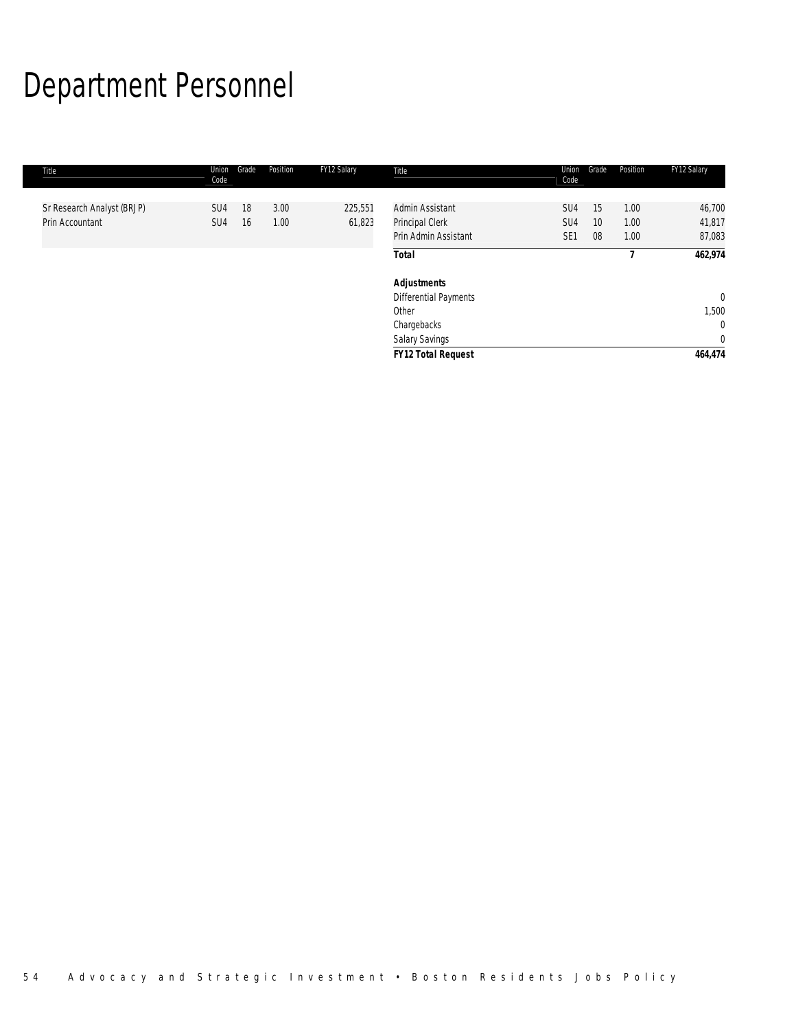# Department Personnel

| Title | Union Code | Grade | Position | FY12 Salary |
|---|---|---|---|---|
| Sr Research Analyst (BRJP) | SU4 | 18 | 3.00 | 225,551 |
| Prin Accountant | SU4 | 16 | 1.00 | 61,823 |
| Admin Assistant | SU4 | 15 | 1.00 | 46,700 |
| Principal Clerk | SU4 | 10 | 1.00 | 41,817 |
| Prin Admin Assistant | SE1 | 08 | 1.00 | 87,083 |
| **Total** | | | **7** | **462,974** |
| **Adjustments** | | | | |
| Differential Payments | | | | 0 |
| Other | | | | 1,500 |
| Chargebacks | | | | 0 |
| Salary Savings | | | | 0 |
| **FY12 Total Request** | | | | **464,474** |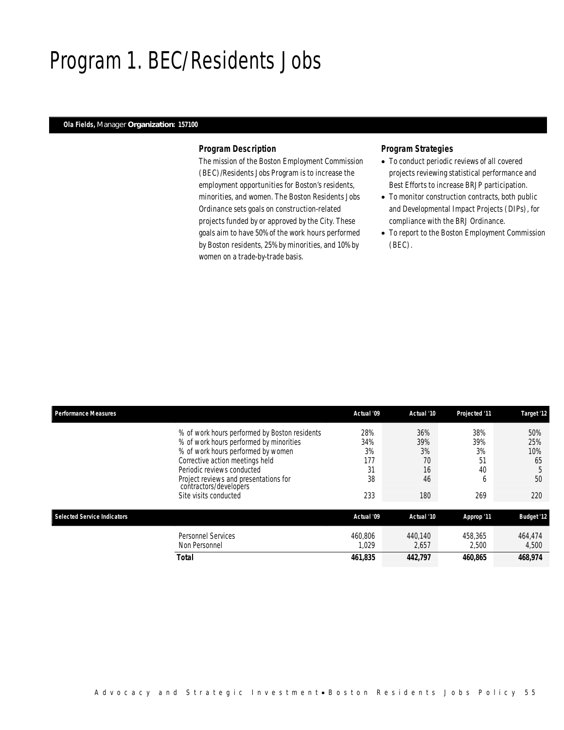# Program 1. BEC/Residents Jobs

**Ola Fields,** Manager **Organization: 157100**

### *Program Description*

The mission of the Boston Employment Commission (BEC)/Residents Jobs Program is to increase the employment opportunities for Boston's residents, minorities, and women. The Boston Residents Jobs Ordinance sets goals on construction-related projects funded by or approved by the City. These goals aim to have 50% of the work hours performed by Boston residents, 25% by minorities, and 10% by women on a trade-by-trade basis.

### *Program Strategies*

- To conduct periodic reviews of all covered projects reviewing statistical performance and Best Efforts to increase BRJP participation.
- To monitor construction contracts, both public and Developmental Impact Projects (DIPs), for compliance with the BRJ Ordinance.
- To report to the Boston Employment Commission (BEC).

| Performance Measures | Actual '09 | Actual '10 | Projected '11 | Target '12 |
|---|---|---|---|---|
| % of work hours performed by Boston residents | 28% | 36% | 38% | 50% |
| % of work hours performed by minorities | 34% | 39% | 39% | 25% |
| % of work hours performed by women | 3% | 3% | 3% | 10% |
| Corrective action meetings held | 177 | 70 | 51 | 65 |
| Periodic reviews conducted | 31 | 16 | 40 | 5 |
| Project reviews and presentations for contractors/developers | 38 | 46 | 6 | 50 |
| Site visits conducted | 233 | 180 | 269 | 220 |

| Selected Service Indicators | Actual '09 | Actual '10 | Approp '11 | Budget '12 |
|---|---|---|---|---|
| Personnel Services | 460,806 | 440,140 | 458,365 | 464,474 |
| Non Personnel | 1,029 | 2,657 | 2,500 | 4,500 |
| **Total** | **461,835** | **442,797** | **460,865** | **468,974** |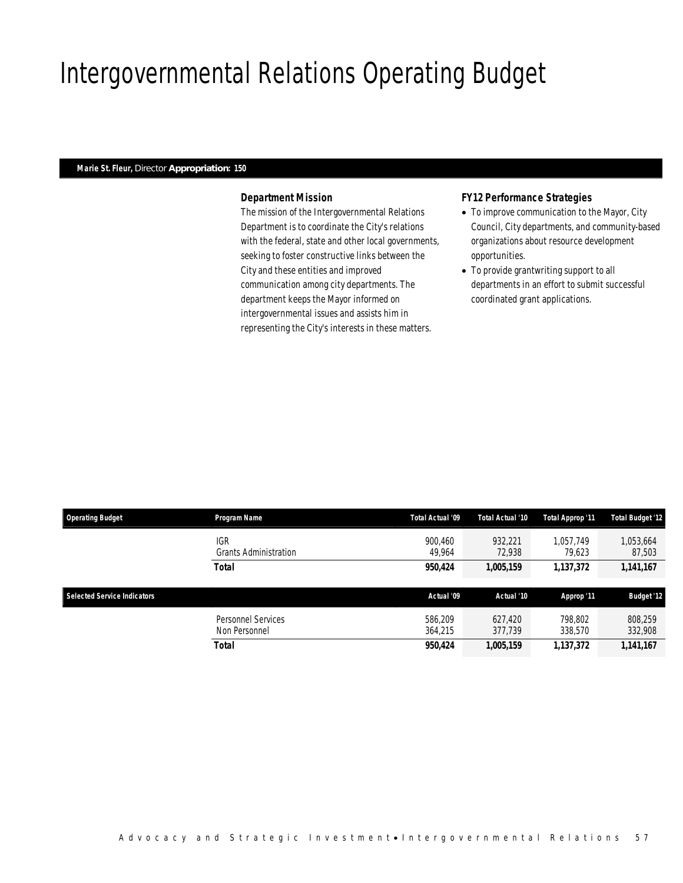# Intergovernmental Relations Operating Budget

**Marie St. Fleur,** Director **Appropriation: 150**

### *Department Mission*

The mission of the Intergovernmental Relations Department is to coordinate the City's relations with the federal, state and other local governments, seeking to foster constructive links between the City and these entities and improved communication among city departments. The department keeps the Mayor informed on intergovernmental issues and assists him in representing the City's interests in these matters.

### *FY12 Performance Strategies*

- To improve communication to the Mayor, City Council, City departments, and community-based organizations about resource development opportunities.
- To provide grantwriting support to all departments in an effort to submit successful coordinated grant applications.

| Operating Budget | Program Name | Total Actual '09 | Total Actual '10 | Total Approp '11 | Total Budget '12 |
|---|---|---|---|---|---|
| | IGR | 900,460 | 932,221 | 1,057,749 | 1,053,664 |
| | Grants Administration | 49,964 | 72,938 | 79,623 | 87,503 |
| | **Total** | **950,424** | **1,005,159** | **1,137,372** | **1,141,167** |

| Selected Service Indicators | | Actual '09 | Actual '10 | Approp '11 | Budget '12 |
|---|---|---|---|---|---|
| | Personnel Services | 586,209 | 627,420 | 798,802 | 808,259 |
| | Non Personnel | 364,215 | 377,739 | 338,570 | 332,908 |
| | **Total** | **950,424** | **1,005,159** | **1,137,372** | **1,141,167** |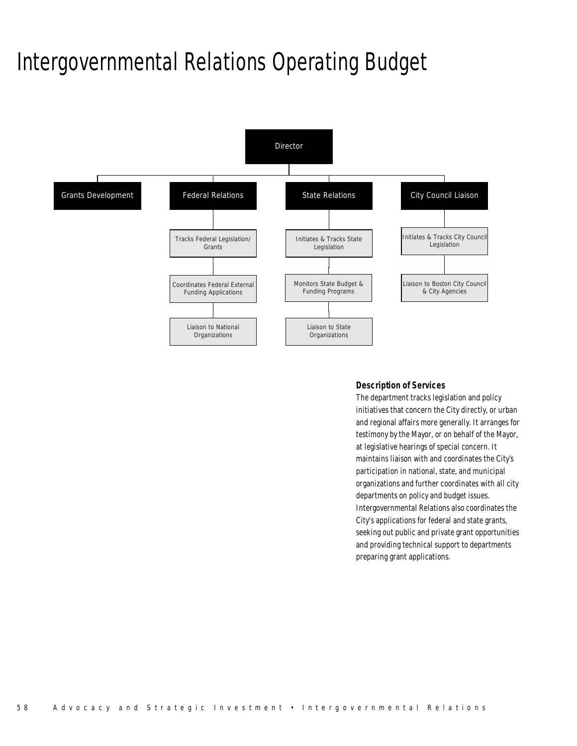# Intergovernmental Relations Operating Budget

- Director
  - Grants Development
  - Federal Relations
    - Tracks Federal Legislation/ Grants
    - Coordinates Federal External Funding Applications
    - Liaison to National Organizations
  - State Relations
    - Initiates & Tracks State Legislation
    - Monitors State Budget & Funding Programs
    - Liaison to State Organizations
  - City Council Liaison
    - Initiates & Tracks City Council Legislation
    - Liaison to Boston City Council & City Agencies

### Description of Services

The department tracks legislation and policy initiatives that concern the City directly, or urban and regional affairs more generally. It arranges for testimony by the Mayor, or on behalf of the Mayor, at legislative hearings of special concern. It maintains liaison with and coordinates the City's participation in national, state, and municipal organizations and further coordinates with all city departments on policy and budget issues. Intergovernmental Relations also coordinates the City's applications for federal and state grants, seeking out public and private grant opportunities and providing technical support to departments preparing grant applications.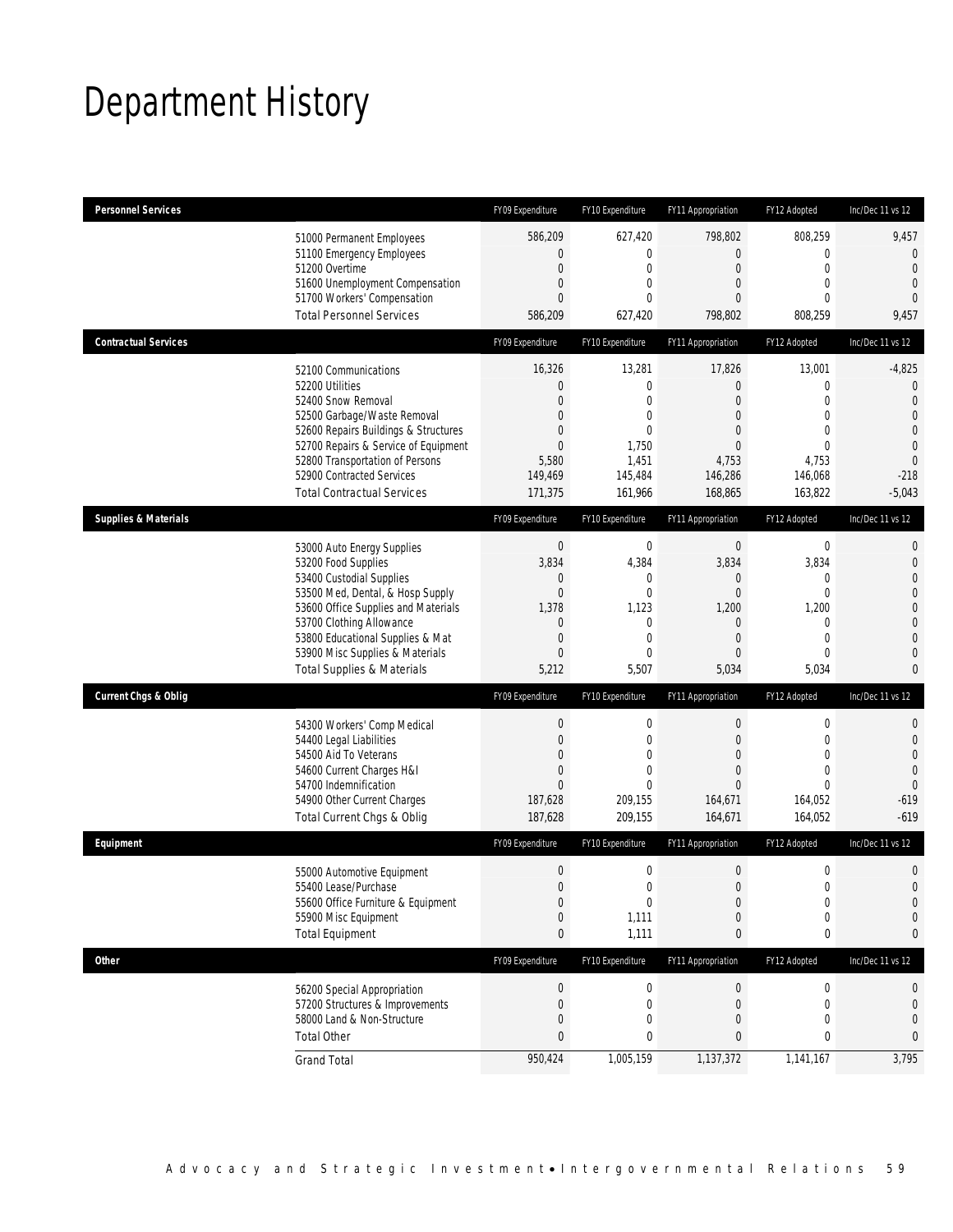# Department History

| Personnel Services | FY09 Expenditure | FY10 Expenditure | FY11 Appropriation | FY12 Adopted | Inc/Dec 11 vs 12 |
|---|---|---|---|---|---|
| 51000 Permanent Employees | 586,209 | 627,420 | 798,802 | 808,259 | 9,457 |
| 51100 Emergency Employees | 0 | 0 | 0 | 0 | 0 |
| 51200 Overtime | 0 | 0 | 0 | 0 | 0 |
| 51600 Unemployment Compensation | 0 | 0 | 0 | 0 | 0 |
| 51700 Workers' Compensation | 0 | 0 | 0 | 0 | 0 |
| Total Personnel Services | 586,209 | 627,420 | 798,802 | 808,259 | 9,457 |
| **Contractual Services** | FY09 Expenditure | FY10 Expenditure | FY11 Appropriation | FY12 Adopted | Inc/Dec 11 vs 12 |
| 52100 Communications | 16,326 | 13,281 | 17,826 | 13,001 | -4,825 |
| 52200 Utilities | 0 | 0 | 0 | 0 | 0 |
| 52400 Snow Removal | 0 | 0 | 0 | 0 | 0 |
| 52500 Garbage/Waste Removal | 0 | 0 | 0 | 0 | 0 |
| 52600 Repairs Buildings & Structures | 0 | 0 | 0 | 0 | 0 |
| 52700 Repairs & Service of Equipment | 0 | 1,750 | 0 | 0 | 0 |
| 52800 Transportation of Persons | 5,580 | 1,451 | 4,753 | 4,753 | 0 |
| 52900 Contracted Services | 149,469 | 145,484 | 146,286 | 146,068 | -218 |
| Total Contractual Services | 171,375 | 161,966 | 168,865 | 163,822 | -5,043 |
| **Supplies & Materials** | FY09 Expenditure | FY10 Expenditure | FY11 Appropriation | FY12 Adopted | Inc/Dec 11 vs 12 |
| 53000 Auto Energy Supplies | 0 | 0 | 0 | 0 | 0 |
| 53200 Food Supplies | 3,834 | 4,384 | 3,834 | 3,834 | 0 |
| 53400 Custodial Supplies | 0 | 0 | 0 | 0 | 0 |
| 53500 Med, Dental, & Hosp Supply | 0 | 0 | 0 | 0 | 0 |
| 53600 Office Supplies and Materials | 1,378 | 1,123 | 1,200 | 1,200 | 0 |
| 53700 Clothing Allowance | 0 | 0 | 0 | 0 | 0 |
| 53800 Educational Supplies & Mat | 0 | 0 | 0 | 0 | 0 |
| 53900 Misc Supplies & Materials | 0 | 0 | 0 | 0 | 0 |
| Total Supplies & Materials | 5,212 | 5,507 | 5,034 | 5,034 | 0 |
| **Current Chgs & Oblig** | FY09 Expenditure | FY10 Expenditure | FY11 Appropriation | FY12 Adopted | Inc/Dec 11 vs 12 |
| 54300 Workers' Comp Medical | 0 | 0 | 0 | 0 | 0 |
| 54400 Legal Liabilities | 0 | 0 | 0 | 0 | 0 |
| 54500 Aid To Veterans | 0 | 0 | 0 | 0 | 0 |
| 54600 Current Charges H&I | 0 | 0 | 0 | 0 | 0 |
| 54700 Indemnification | 0 | 0 | 0 | 0 | 0 |
| 54900 Other Current Charges | 187,628 | 209,155 | 164,671 | 164,052 | -619 |
| Total Current Chgs & Oblig | 187,628 | 209,155 | 164,671 | 164,052 | -619 |
| **Equipment** | FY09 Expenditure | FY10 Expenditure | FY11 Appropriation | FY12 Adopted | Inc/Dec 11 vs 12 |
| 55000 Automotive Equipment | 0 | 0 | 0 | 0 | 0 |
| 55400 Lease/Purchase | 0 | 0 | 0 | 0 | 0 |
| 55600 Office Furniture & Equipment | 0 | 0 | 0 | 0 | 0 |
| 55900 Misc Equipment | 0 | 1,111 | 0 | 0 | 0 |
| Total Equipment | 0 | 1,111 | 0 | 0 | 0 |
| **Other** | FY09 Expenditure | FY10 Expenditure | FY11 Appropriation | FY12 Adopted | Inc/Dec 11 vs 12 |
| 56200 Special Appropriation | 0 | 0 | 0 | 0 | 0 |
| 57200 Structures & Improvements | 0 | 0 | 0 | 0 | 0 |
| 58000 Land & Non-Structure | 0 | 0 | 0 | 0 | 0 |
| Total Other | 0 | 0 | 0 | 0 | 0 |
| Grand Total | 950,424 | 1,005,159 | 1,137,372 | 1,141,167 | 3,795 |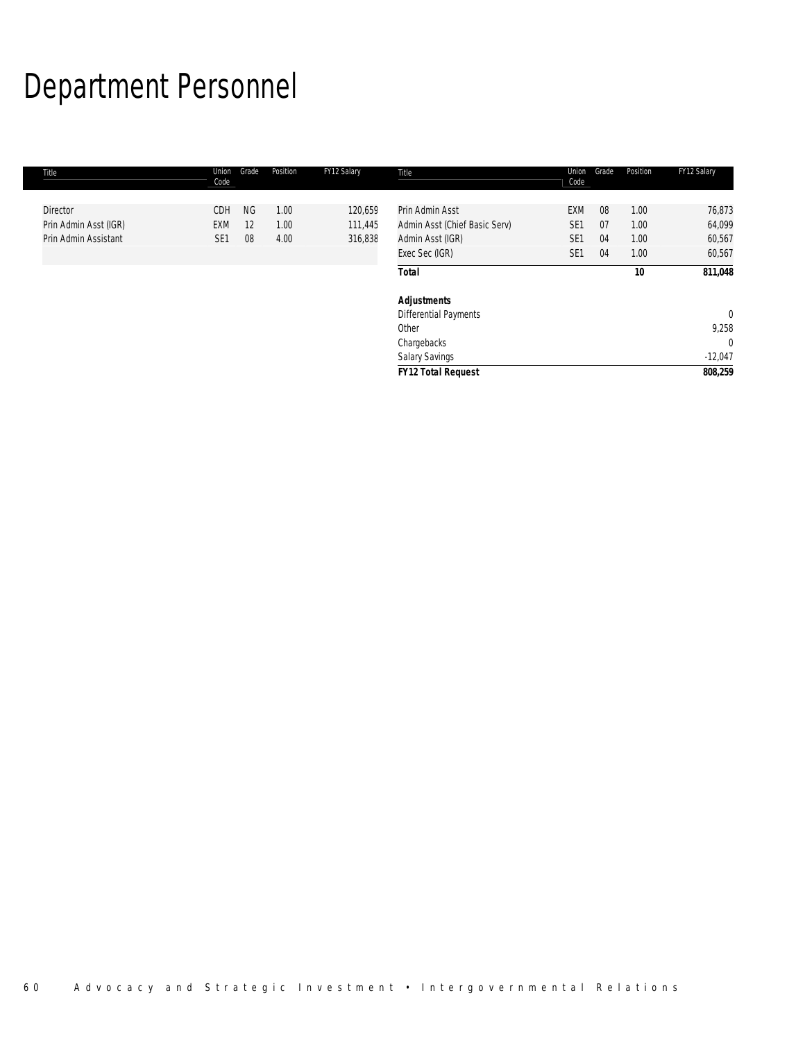# Department Personnel

| Title | Union Code | Grade | Position | FY12 Salary |
|---|---|---|---|---|
| Director | CDH | NG | 1.00 | 120,659 |
| Prin Admin Asst (IGR) | EXM | 12 | 1.00 | 111,445 |
| Prin Admin Assistant | SE1 | 08 | 4.00 | 316,838 |
| Prin Admin Asst | EXM | 08 | 1.00 | 76,873 |
| Admin Asst (Chief Basic Serv) | SE1 | 07 | 1.00 | 64,099 |
| Admin Asst (IGR) | SE1 | 04 | 1.00 | 60,567 |
| Exec Sec (IGR) | SE1 | 04 | 1.00 | 60,567 |
| ***Total*** | | | **10** | **811,048** |
| ***Adjustments*** | | | | |
| Differential Payments | | | | 0 |
| Other | | | | 9,258 |
| Chargebacks | | | | 0 |
| Salary Savings | | | | -12,047 |
| ***FY12 Total Request*** | | | | **808,259** |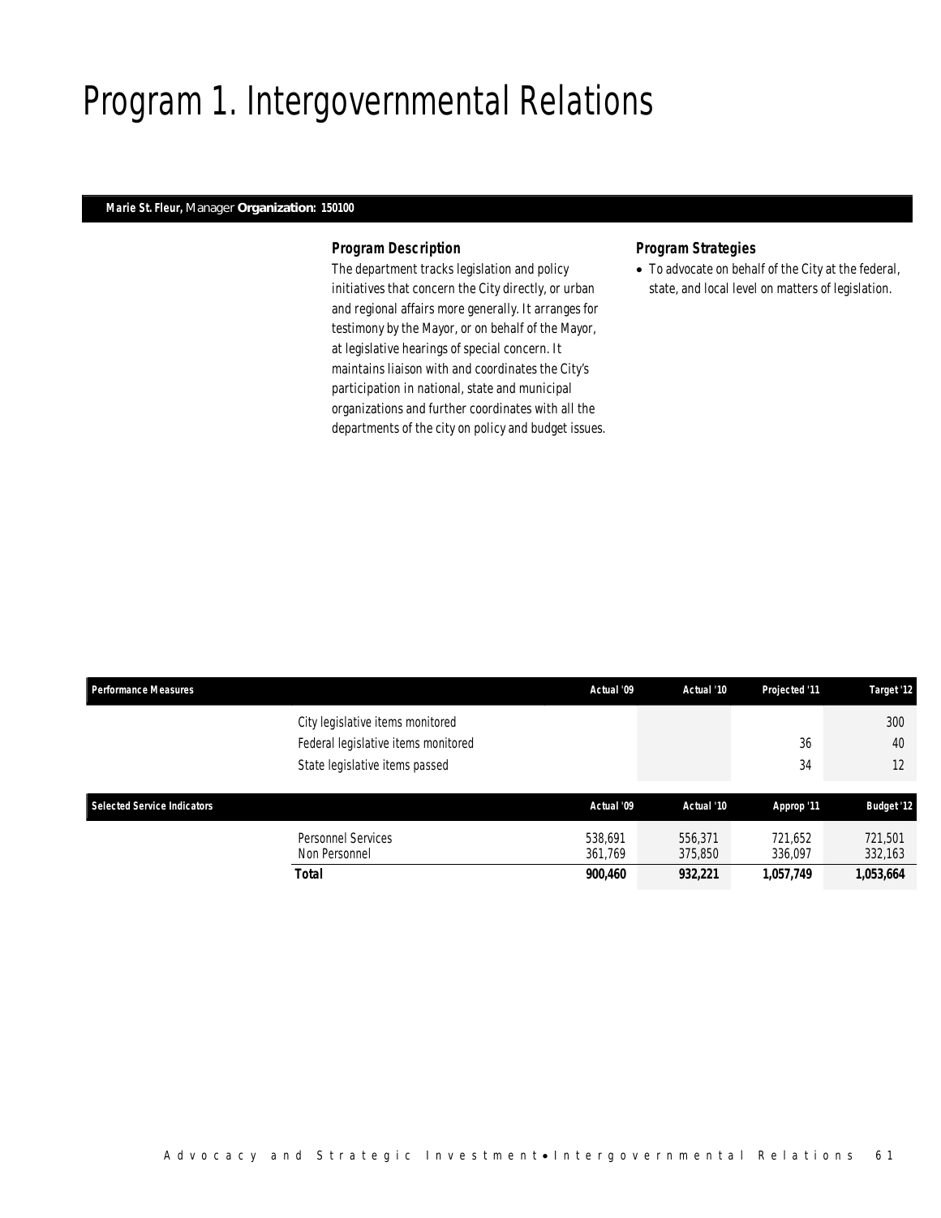# Program 1. Intergovernmental Relations

**Marie St. Fleur,** Manager **Organization: 150100**

### *Program Description*

The department tracks legislation and policy initiatives that concern the City directly, or urban and regional affairs more generally. It arranges for testimony by the Mayor, or on behalf of the Mayor, at legislative hearings of special concern. It maintains liaison with and coordinates the City's participation in national, state and municipal organizations and further coordinates with all the departments of the city on policy and budget issues.

### *Program Strategies*

- To advocate on behalf of the City at the federal, state, and local level on matters of legislation.

| Performance Measures | | Actual '09 | Actual '10 | Projected '11 | Target '12 |
|---|---|---|---|---|---|
| | City legislative items monitored | | | | 300 |
| | Federal legislative items monitored | | | 36 | 40 |
| | State legislative items passed | | | 34 | 12 |

| Selected Service Indicators | | Actual '09 | Actual '10 | Approp '11 | Budget '12 |
|---|---|---|---|---|---|
| | Personnel Services | 538,691 | 556,371 | 721,652 | 721,501 |
| | Non Personnel | 361,769 | 375,850 | 336,097 | 332,163 |
| | **Total** | **900,460** | **932,221** | **1,057,749** | **1,053,664** |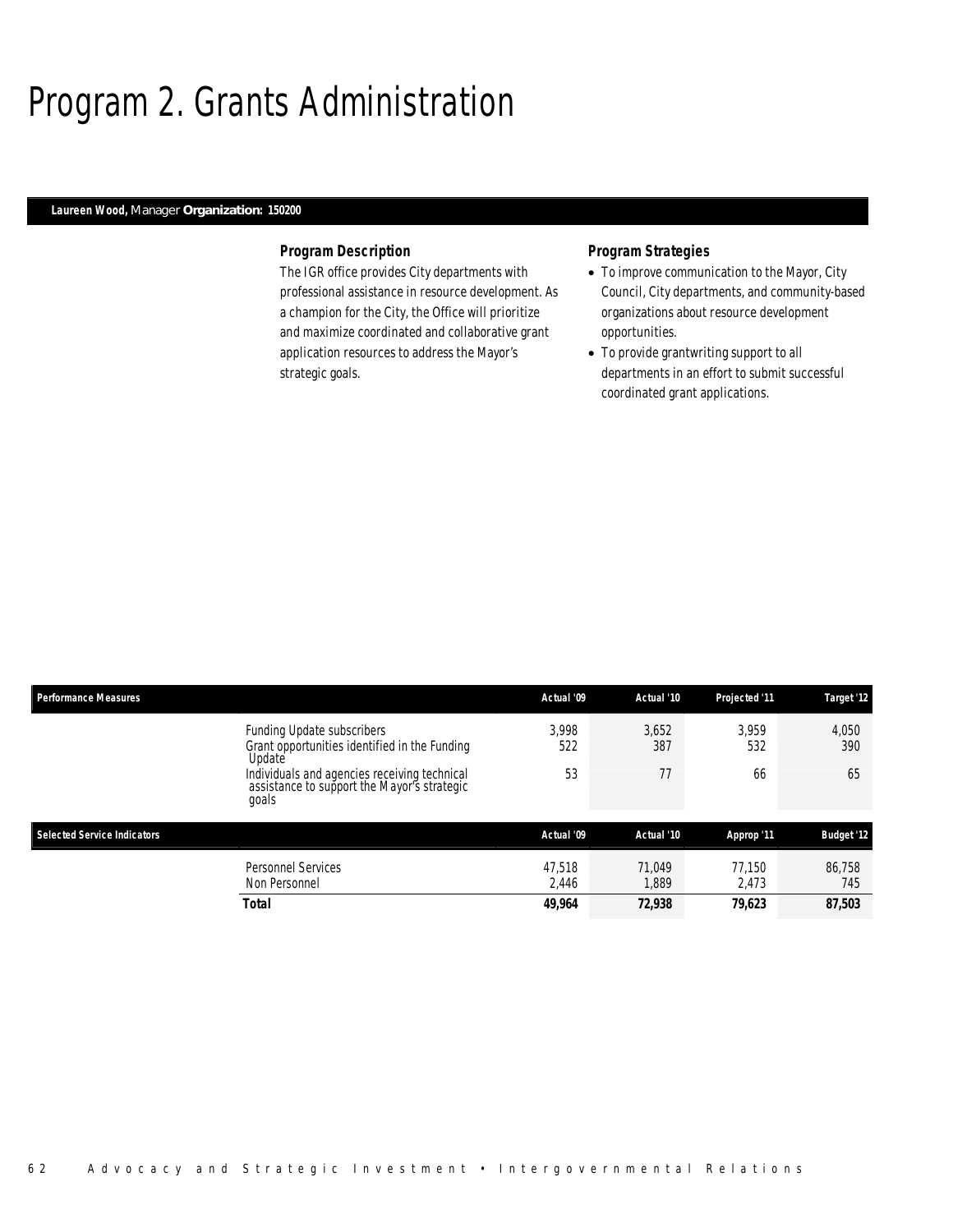# Program 2. Grants Administration

**Laureen Wood,** Manager **Organization: 150200**

### Program Description

The IGR office provides City departments with professional assistance in resource development. As a champion for the City, the Office will prioritize and maximize coordinated and collaborative grant application resources to address the Mayor's strategic goals.

### Program Strategies

- To improve communication to the Mayor, City Council, City departments, and community-based organizations about resource development opportunities.
- To provide grantwriting support to all departments in an effort to submit successful coordinated grant applications.

| Performance Measures | | Actual '09 | Actual '10 | Projected '11 | Target '12 |
|---|---|---|---|---|---|
| | Funding Update subscribers | 3,998 | 3,652 | 3,959 | 4,050 |
| | Grant opportunities identified in the Funding Update | 522 | 387 | 532 | 390 |
| | Individuals and agencies receiving technical assistance to support the Mayor's strategic goals | 53 | 77 | 66 | 65 |

| Selected Service Indicators | | Actual '09 | Actual '10 | Approp '11 | Budget '12 |
|---|---|---|---|---|---|
| | Personnel Services | 47,518 | 71,049 | 77,150 | 86,758 |
| | Non Personnel | 2,446 | 1,889 | 2,473 | 745 |
| | **Total** | **49,964** | **72,938** | **79,623** | **87,503** |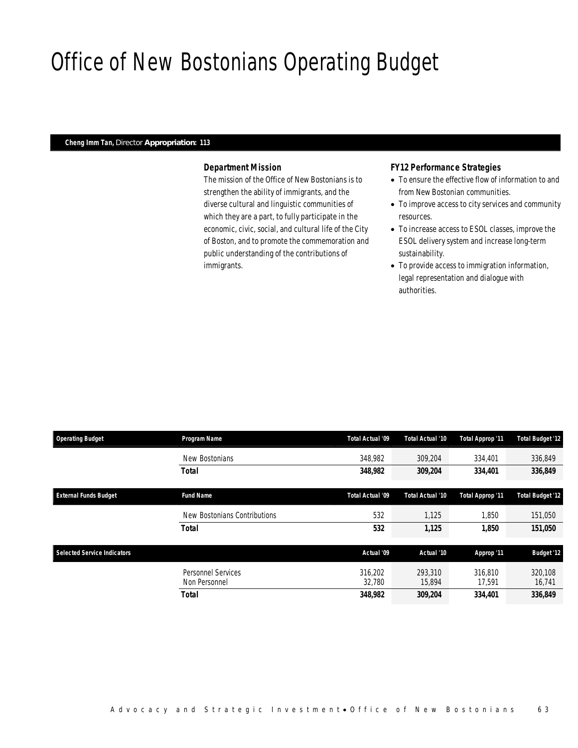# Office of New Bostonians Operating Budget

**Cheng Imm Tan,** Director **Appropriation: 113**

### Department Mission

The mission of the Office of New Bostonians is to strengthen the ability of immigrants, and the diverse cultural and linguistic communities of which they are a part, to fully participate in the economic, civic, social, and cultural life of the City of Boston, and to promote the commemoration and public understanding of the contributions of immigrants.

### FY12 Performance Strategies

- To ensure the effective flow of information to and from New Bostonian communities.
- To improve access to city services and community resources.
- To increase access to ESOL classes, improve the ESOL delivery system and increase long-term sustainability.
- To provide access to immigration information, legal representation and dialogue with authorities.

| Operating Budget | Program Name | Total Actual '09 | Total Actual '10 | Total Approp '11 | Total Budget '12 |
|---|---|---|---|---|---|
| | New Bostonians | 348,982 | 309,204 | 334,401 | 336,849 |
| | **Total** | **348,982** | **309,204** | **334,401** | **336,849** |

| External Funds Budget | Fund Name | Total Actual '09 | Total Actual '10 | Total Approp '11 | Total Budget '12 |
|---|---|---|---|---|---|
| | New Bostonians Contributions | 532 | 1,125 | 1,850 | 151,050 |
| | **Total** | **532** | **1,125** | **1,850** | **151,050** |

| Selected Service Indicators | | Actual '09 | Actual '10 | Approp '11 | Budget '12 |
|---|---|---|---|---|---|
| | Personnel Services | 316,202 | 293,310 | 316,810 | 320,108 |
| | Non Personnel | 32,780 | 15,894 | 17,591 | 16,741 |
| | **Total** | **348,982** | **309,204** | **334,401** | **336,849** |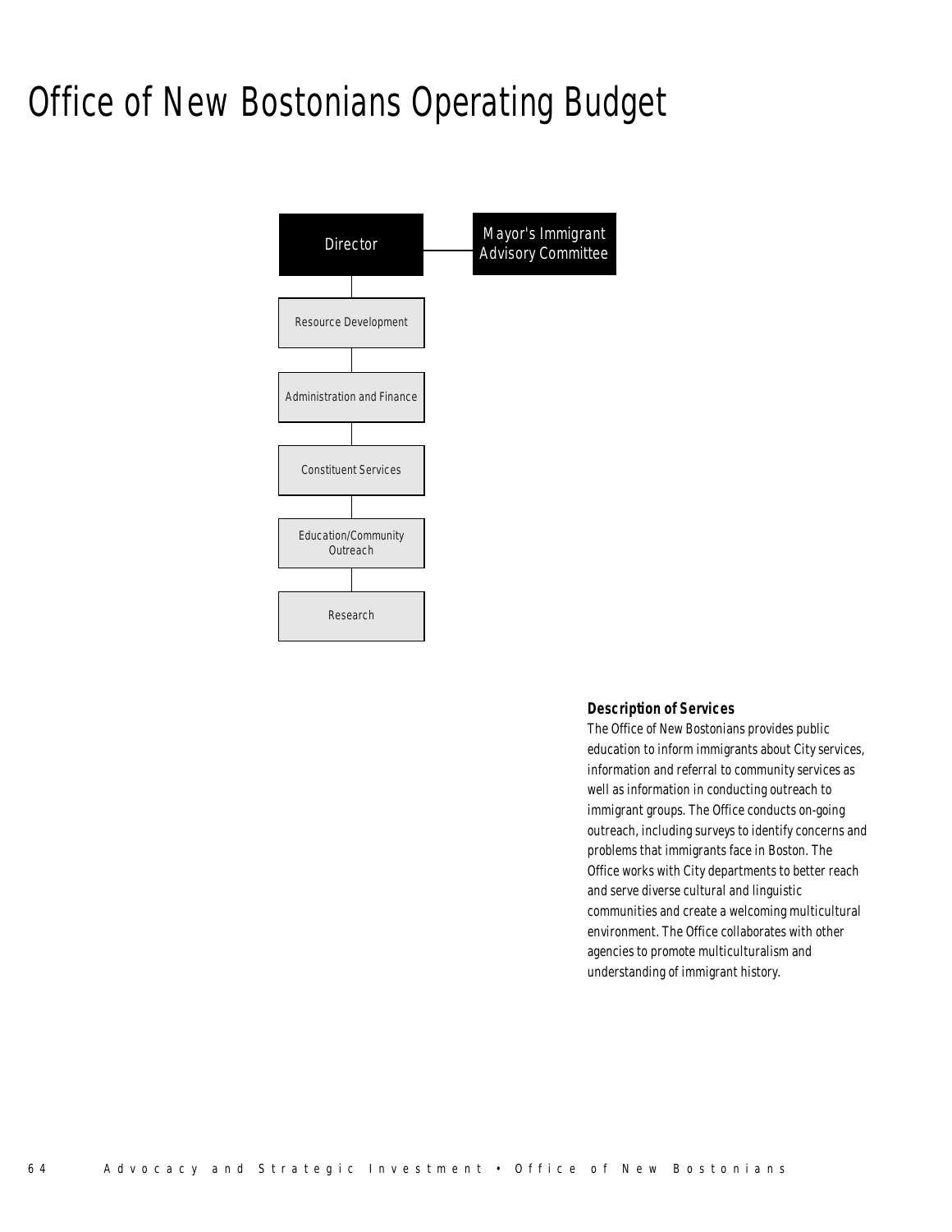# Office of New Bostonians Operating Budget

Director

Mayor's Immigrant Advisory Committee

Resource Development

Administration and Finance

Constituent Services

Education/Community Outreach

Research

**Description of Services**

The Office of New Bostonians provides public education to inform immigrants about City services, information and referral to community services as well as information in conducting outreach to immigrant groups. The Office conducts on-going outreach, including surveys to identify concerns and problems that immigrants face in Boston. The Office works with City departments to better reach and serve diverse cultural and linguistic communities and create a welcoming multicultural environment. The Office collaborates with other agencies to promote multiculturalism and understanding of immigrant history.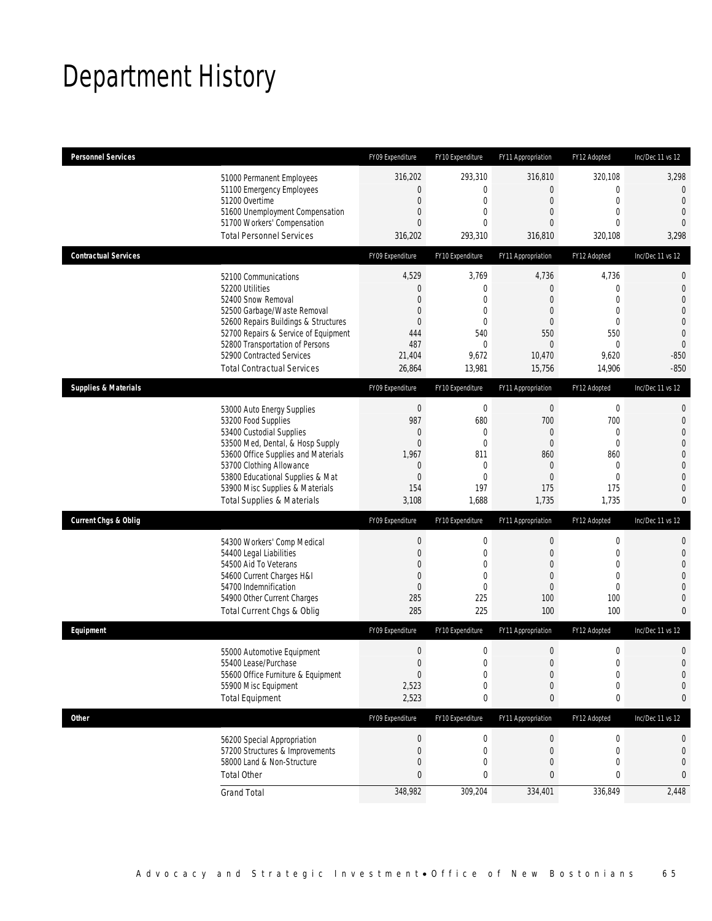# Department History

| Personnel Services | FY09 Expenditure | FY10 Expenditure | FY11 Appropriation | FY12 Adopted | Inc/Dec 11 vs 12 |
|---|---|---|---|---|---|
| 51000 Permanent Employees | 316,202 | 293,310 | 316,810 | 320,108 | 3,298 |
| 51100 Emergency Employees | 0 | 0 | 0 | 0 | 0 |
| 51200 Overtime | 0 | 0 | 0 | 0 | 0 |
| 51600 Unemployment Compensation | 0 | 0 | 0 | 0 | 0 |
| 51700 Workers' Compensation | 0 | 0 | 0 | 0 | 0 |
| Total Personnel Services | 316,202 | 293,310 | 316,810 | 320,108 | 3,298 |

| Contractual Services | FY09 Expenditure | FY10 Expenditure | FY11 Appropriation | FY12 Adopted | Inc/Dec 11 vs 12 |
|---|---|---|---|---|---|
| 52100 Communications | 4,529 | 3,769 | 4,736 | 4,736 | 0 |
| 52200 Utilities | 0 | 0 | 0 | 0 | 0 |
| 52400 Snow Removal | 0 | 0 | 0 | 0 | 0 |
| 52500 Garbage/Waste Removal | 0 | 0 | 0 | 0 | 0 |
| 52600 Repairs Buildings & Structures | 0 | 0 | 0 | 0 | 0 |
| 52700 Repairs & Service of Equipment | 444 | 540 | 550 | 550 | 0 |
| 52800 Transportation of Persons | 487 | 0 | 0 | 0 | 0 |
| 52900 Contracted Services | 21,404 | 9,672 | 10,470 | 9,620 | -850 |
| Total Contractual Services | 26,864 | 13,981 | 15,756 | 14,906 | -850 |

| Supplies & Materials | FY09 Expenditure | FY10 Expenditure | FY11 Appropriation | FY12 Adopted | Inc/Dec 11 vs 12 |
|---|---|---|---|---|---|
| 53000 Auto Energy Supplies | 0 | 0 | 0 | 0 | 0 |
| 53200 Food Supplies | 987 | 680 | 700 | 700 | 0 |
| 53400 Custodial Supplies | 0 | 0 | 0 | 0 | 0 |
| 53500 Med, Dental, & Hosp Supply | 0 | 0 | 0 | 0 | 0 |
| 53600 Office Supplies and Materials | 1,967 | 811 | 860 | 860 | 0 |
| 53700 Clothing Allowance | 0 | 0 | 0 | 0 | 0 |
| 53800 Educational Supplies & Mat | 0 | 0 | 0 | 0 | 0 |
| 53900 Misc Supplies & Materials | 154 | 197 | 175 | 175 | 0 |
| Total Supplies & Materials | 3,108 | 1,688 | 1,735 | 1,735 | 0 |

| Current Chgs & Oblig | FY09 Expenditure | FY10 Expenditure | FY11 Appropriation | FY12 Adopted | Inc/Dec 11 vs 12 |
|---|---|---|---|---|---|
| 54300 Workers' Comp Medical | 0 | 0 | 0 | 0 | 0 |
| 54400 Legal Liabilities | 0 | 0 | 0 | 0 | 0 |
| 54500 Aid To Veterans | 0 | 0 | 0 | 0 | 0 |
| 54600 Current Charges H&I | 0 | 0 | 0 | 0 | 0 |
| 54700 Indemnification | 0 | 0 | 0 | 0 | 0 |
| 54900 Other Current Charges | 285 | 225 | 100 | 100 | 0 |
| Total Current Chgs & Oblig | 285 | 225 | 100 | 100 | 0 |

| Equipment | FY09 Expenditure | FY10 Expenditure | FY11 Appropriation | FY12 Adopted | Inc/Dec 11 vs 12 |
|---|---|---|---|---|---|
| 55000 Automotive Equipment | 0 | 0 | 0 | 0 | 0 |
| 55400 Lease/Purchase | 0 | 0 | 0 | 0 | 0 |
| 55600 Office Furniture & Equipment | 0 | 0 | 0 | 0 | 0 |
| 55900 Misc Equipment | 2,523 | 0 | 0 | 0 | 0 |
| Total Equipment | 2,523 | 0 | 0 | 0 | 0 |

| Other | FY09 Expenditure | FY10 Expenditure | FY11 Appropriation | FY12 Adopted | Inc/Dec 11 vs 12 |
|---|---|---|---|---|---|
| 56200 Special Appropriation | 0 | 0 | 0 | 0 | 0 |
| 57200 Structures & Improvements | 0 | 0 | 0 | 0 | 0 |
| 58000 Land & Non-Structure | 0 | 0 | 0 | 0 | 0 |
| Total Other | 0 | 0 | 0 | 0 | 0 |
| Grand Total | 348,982 | 309,204 | 334,401 | 336,849 | 2,448 |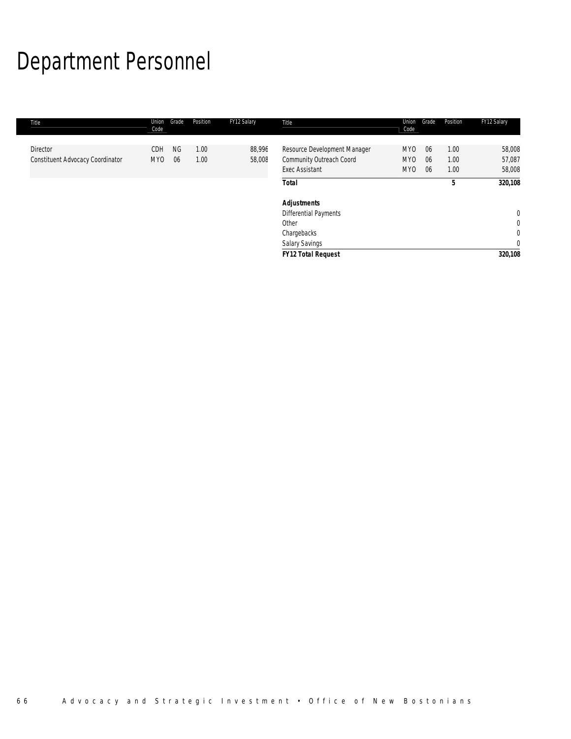# Department Personnel

| Title | Union Code | Grade | Position | FY12 Salary |
|---|---|---|---|---|
| Director | CDH | NG | 1.00 | 88,996 |
| Constituent Advocacy Coordinator | MYO | 06 | 1.00 | 58,008 |
| Resource Development Manager | MYO | 06 | 1.00 | 58,008 |
| Community Outreach Coord | MYO | 06 | 1.00 | 57,087 |
| Exec Assistant | MYO | 06 | 1.00 | 58,008 |
| ***Total*** | | | **5** | **320,108** |
| | | | | |
| ***Adjustments*** | | | | |
| Differential Payments | | | | 0 |
| Other | | | | 0 |
| Chargebacks | | | | 0 |
| Salary Savings | | | | 0 |
| ***FY12 Total Request*** | | | | **320,108** |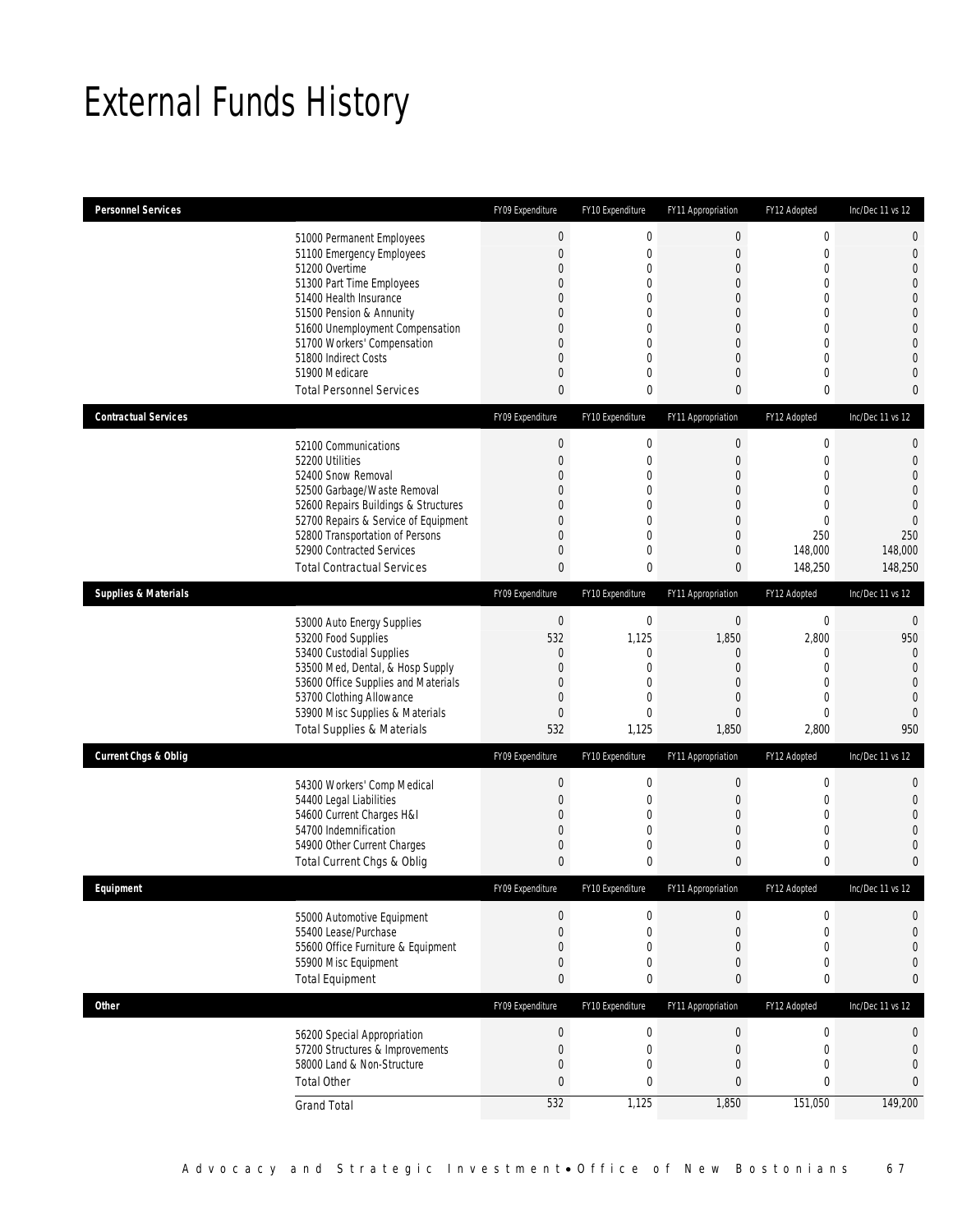# External Funds History

| Personnel Services | FY09 Expenditure | FY10 Expenditure | FY11 Appropriation | FY12 Adopted | Inc/Dec 11 vs 12 |
|---|---|---|---|---|---|
| 51000 Permanent Employees | 0 | 0 | 0 | 0 | 0 |
| 51100 Emergency Employees | 0 | 0 | 0 | 0 | 0 |
| 51200 Overtime | 0 | 0 | 0 | 0 | 0 |
| 51300 Part Time Employees | 0 | 0 | 0 | 0 | 0 |
| 51400 Health Insurance | 0 | 0 | 0 | 0 | 0 |
| 51500 Pension & Annunity | 0 | 0 | 0 | 0 | 0 |
| 51600 Unemployment Compensation | 0 | 0 | 0 | 0 | 0 |
| 51700 Workers' Compensation | 0 | 0 | 0 | 0 | 0 |
| 51800 Indirect Costs | 0 | 0 | 0 | 0 | 0 |
| 51900 Medicare | 0 | 0 | 0 | 0 | 0 |
| Total Personnel Services | 0 | 0 | 0 | 0 | 0 |

| Contractual Services | FY09 Expenditure | FY10 Expenditure | FY11 Appropriation | FY12 Adopted | Inc/Dec 11 vs 12 |
|---|---|---|---|---|---|
| 52100 Communications | 0 | 0 | 0 | 0 | 0 |
| 52200 Utilities | 0 | 0 | 0 | 0 | 0 |
| 52400 Snow Removal | 0 | 0 | 0 | 0 | 0 |
| 52500 Garbage/Waste Removal | 0 | 0 | 0 | 0 | 0 |
| 52600 Repairs Buildings & Structures | 0 | 0 | 0 | 0 | 0 |
| 52700 Repairs & Service of Equipment | 0 | 0 | 0 | 0 | 0 |
| 52800 Transportation of Persons | 0 | 0 | 0 | 250 | 250 |
| 52900 Contracted Services | 0 | 0 | 0 | 148,000 | 148,000 |
| Total Contractual Services | 0 | 0 | 0 | 148,250 | 148,250 |

| Supplies & Materials | FY09 Expenditure | FY10 Expenditure | FY11 Appropriation | FY12 Adopted | Inc/Dec 11 vs 12 |
|---|---|---|---|---|---|
| 53000 Auto Energy Supplies | 0 | 0 | 0 | 0 | 0 |
| 53200 Food Supplies | 532 | 1,125 | 1,850 | 2,800 | 950 |
| 53400 Custodial Supplies | 0 | 0 | 0 | 0 | 0 |
| 53500 Med, Dental, & Hosp Supply | 0 | 0 | 0 | 0 | 0 |
| 53600 Office Supplies and Materials | 0 | 0 | 0 | 0 | 0 |
| 53700 Clothing Allowance | 0 | 0 | 0 | 0 | 0 |
| 53900 Misc Supplies & Materials | 0 | 0 | 0 | 0 | 0 |
| Total Supplies & Materials | 532 | 1,125 | 1,850 | 2,800 | 950 |

| Current Chgs & Oblig | FY09 Expenditure | FY10 Expenditure | FY11 Appropriation | FY12 Adopted | Inc/Dec 11 vs 12 |
|---|---|---|---|---|---|
| 54300 Workers' Comp Medical | 0 | 0 | 0 | 0 | 0 |
| 54400 Legal Liabilities | 0 | 0 | 0 | 0 | 0 |
| 54600 Current Charges H&I | 0 | 0 | 0 | 0 | 0 |
| 54700 Indemnification | 0 | 0 | 0 | 0 | 0 |
| 54900 Other Current Charges | 0 | 0 | 0 | 0 | 0 |
| Total Current Chgs & Oblig | 0 | 0 | 0 | 0 | 0 |

| Equipment | FY09 Expenditure | FY10 Expenditure | FY11 Appropriation | FY12 Adopted | Inc/Dec 11 vs 12 |
|---|---|---|---|---|---|
| 55000 Automotive Equipment | 0 | 0 | 0 | 0 | 0 |
| 55400 Lease/Purchase | 0 | 0 | 0 | 0 | 0 |
| 55600 Office Furniture & Equipment | 0 | 0 | 0 | 0 | 0 |
| 55900 Misc Equipment | 0 | 0 | 0 | 0 | 0 |
| Total Equipment | 0 | 0 | 0 | 0 | 0 |

| Other | FY09 Expenditure | FY10 Expenditure | FY11 Appropriation | FY12 Adopted | Inc/Dec 11 vs 12 |
|---|---|---|---|---|---|
| 56200 Special Appropriation | 0 | 0 | 0 | 0 | 0 |
| 57200 Structures & Improvements | 0 | 0 | 0 | 0 | 0 |
| 58000 Land & Non-Structure | 0 | 0 | 0 | 0 | 0 |
| Total Other | 0 | 0 | 0 | 0 | 0 |
| Grand Total | 532 | 1,125 | 1,850 | 151,050 | 149,200 |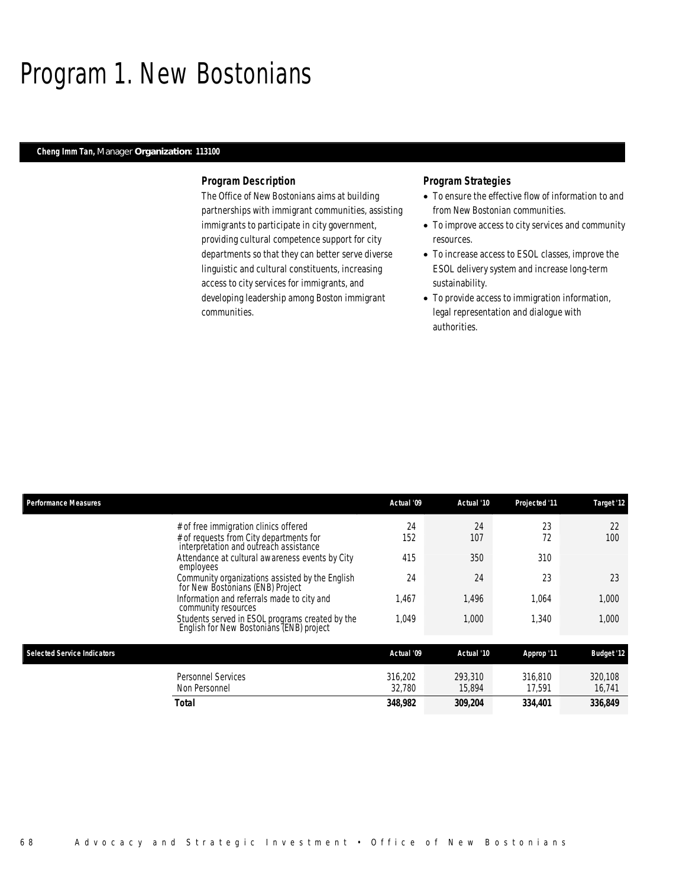# Program 1. New Bostonians

**Cheng Imm Tan,** Manager **Organization: 113100**

### Program Description

The Office of New Bostonians aims at building partnerships with immigrant communities, assisting immigrants to participate in city government, providing cultural competence support for city departments so that they can better serve diverse linguistic and cultural constituents, increasing access to city services for immigrants, and developing leadership among Boston immigrant communities.

### Program Strategies

- To ensure the effective flow of information to and from New Bostonian communities.
- To improve access to city services and community resources.
- To increase access to ESOL classes, improve the ESOL delivery system and increase long-term sustainability.
- To provide access to immigration information, legal representation and dialogue with authorities.

| Performance Measures | Actual '09 | Actual '10 | Projected '11 | Target '12 |
|---|---|---|---|---|
| # of free immigration clinics offered | 24 | 24 | 23 | 22 |
| # of requests from City departments for interpretation and outreach assistance | 152 | 107 | 72 | 100 |
| Attendance at cultural awareness events by City employees | 415 | 350 | 310 | |
| Community organizations assisted by the English for New Bostonians (ENB) Project | 24 | 24 | 23 | 23 |
| Information and referrals made to city and community resources | 1,467 | 1,496 | 1,064 | 1,000 |
| Students served in ESOL programs created by the English for New Bostonians (ENB) project | 1,049 | 1,000 | 1,340 | 1,000 |

| Selected Service Indicators | Actual '09 | Actual '10 | Approp '11 | Budget '12 |
|---|---|---|---|---|
| Personnel Services | 316,202 | 293,310 | 316,810 | 320,108 |
| Non Personnel | 32,780 | 15,894 | 17,591 | 16,741 |
| **Total** | **348,982** | **309,204** | **334,401** | **336,849** |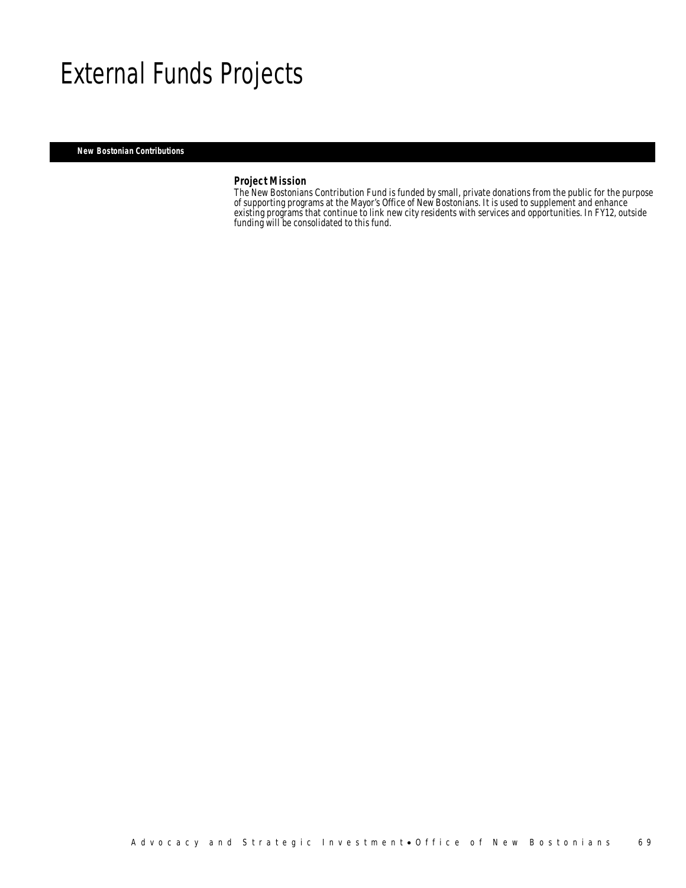# External Funds Projects

## New Bostonian Contributions

### Project Mission

The New Bostonians Contribution Fund is funded by small, private donations from the public for the purpose of supporting programs at the Mayor's Office of New Bostonians. It is used to supplement and enhance existing programs that continue to link new city residents with services and opportunities. In FY12, outside funding will be consolidated to this fund.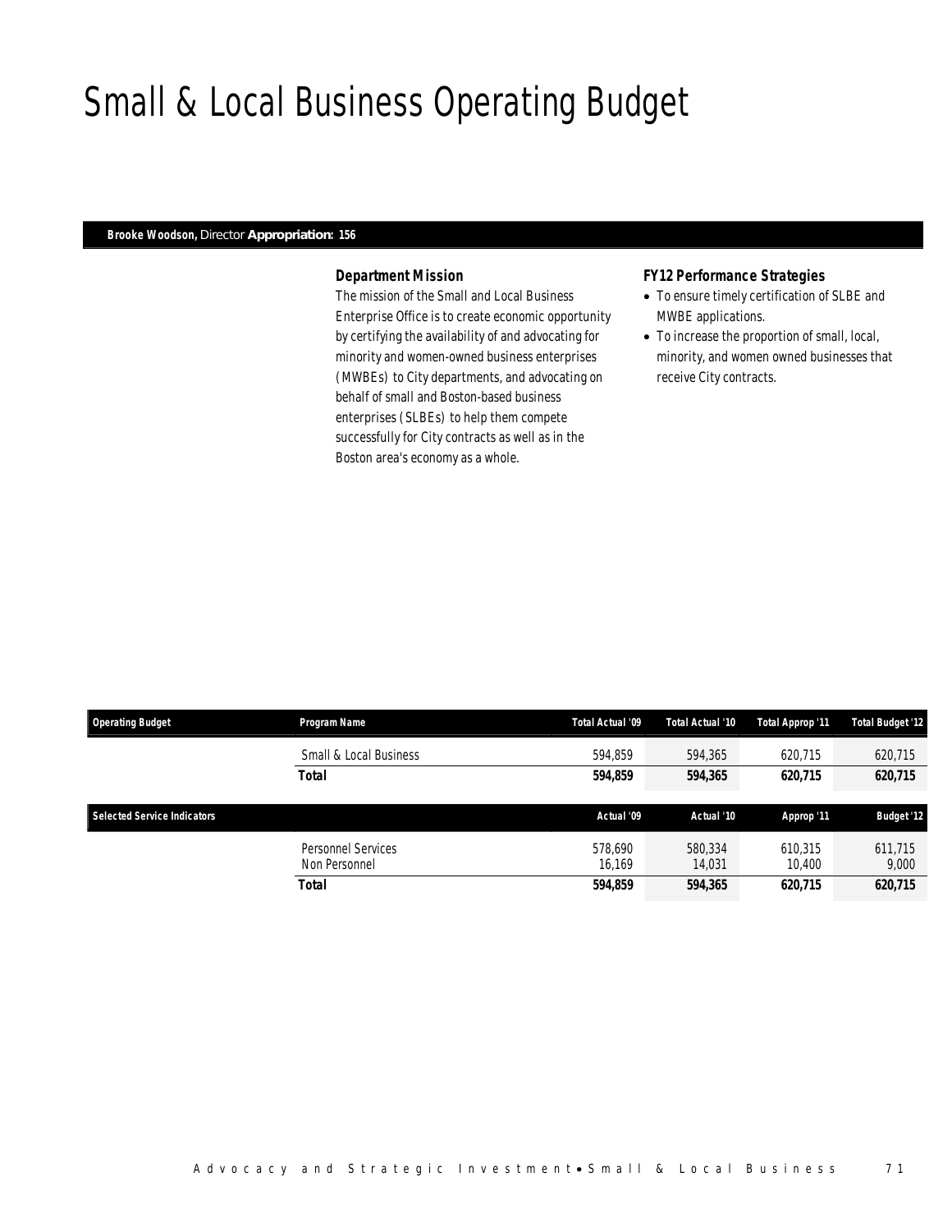# Small & Local Business Operating Budget

**Brooke Woodson,** Director **Appropriation: 156**

### *Department Mission*

The mission of the Small and Local Business Enterprise Office is to create economic opportunity by certifying the availability of and advocating for minority and women-owned business enterprises (MWBEs) to City departments, and advocating on behalf of small and Boston-based business enterprises (SLBEs) to help them compete successfully for City contracts as well as in the Boston area's economy as a whole.

### *FY12 Performance Strategies*

- To ensure timely certification of SLBE and MWBE applications.
- To increase the proportion of small, local, minority, and women owned businesses that receive City contracts.

| Operating Budget | Program Name | Total Actual '09 | Total Actual '10 | Total Approp '11 | Total Budget '12 |
|---|---|---|---|---|---|
| | Small & Local Business | 594,859 | 594,365 | 620,715 | 620,715 |
| | **Total** | **594,859** | **594,365** | **620,715** | **620,715** |

| Selected Service Indicators | | Actual '09 | Actual '10 | Approp '11 | Budget '12 |
|---|---|---|---|---|---|
| | Personnel Services | 578,690 | 580,334 | 610,315 | 611,715 |
| | Non Personnel | 16,169 | 14,031 | 10,400 | 9,000 |
| | **Total** | **594,859** | **594,365** | **620,715** | **620,715** |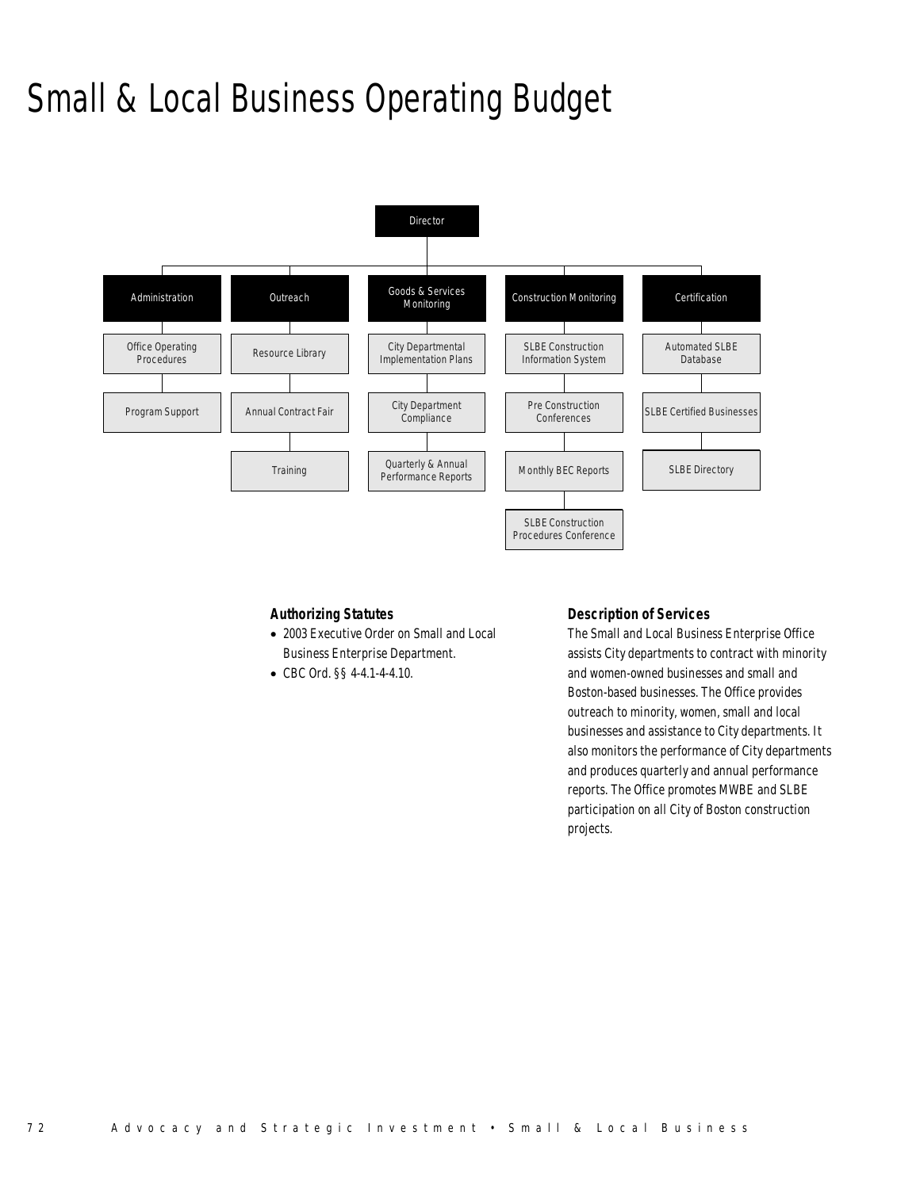# Small & Local Business Operating Budget

- Director
  - Administration
    - Office Operating Procedures
    - Program Support
  - Outreach
    - Resource Library
    - Annual Contract Fair
    - Training
  - Goods & Services Monitoring
    - City Departmental Implementation Plans
    - City Department Compliance
    - Quarterly & Annual Performance Reports
  - Construction Monitoring
    - SLBE Construction Information System
    - Pre Construction Conferences
    - Monthly BEC Reports
    - SLBE Construction Procedures Conference
  - Certification
    - Automated SLBE Database
    - SLBE Certified Businesses
    - SLBE Directory

### Authorizing Statutes

- 2003 Executive Order on Small and Local Business Enterprise Department.
- CBC Ord. §§ 4-4.1-4-4.10.

### Description of Services

The Small and Local Business Enterprise Office assists City departments to contract with minority and women-owned businesses and small and Boston-based businesses. The Office provides outreach to minority, women, small and local businesses and assistance to City departments. It also monitors the performance of City departments and produces quarterly and annual performance reports. The Office promotes MWBE and SLBE participation on all City of Boston construction projects.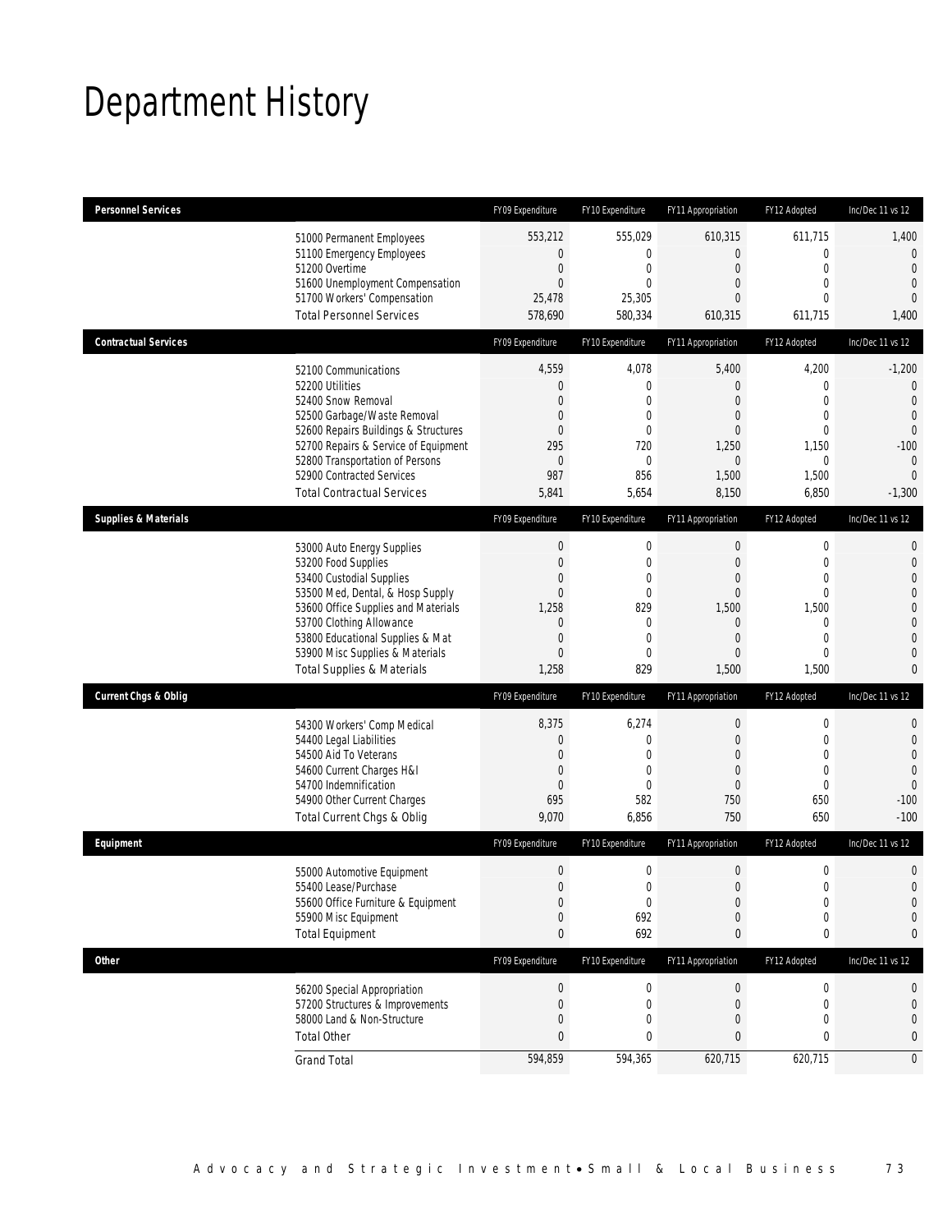# Department History

| Personnel Services | FY09 Expenditure | FY10 Expenditure | FY11 Appropriation | FY12 Adopted | Inc/Dec 11 vs 12 |
|---|---|---|---|---|---|
| 51000 Permanent Employees | 553,212 | 555,029 | 610,315 | 611,715 | 1,400 |
| 51100 Emergency Employees | 0 | 0 | 0 | 0 | 0 |
| 51200 Overtime | 0 | 0 | 0 | 0 | 0 |
| 51600 Unemployment Compensation | 0 | 0 | 0 | 0 | 0 |
| 51700 Workers' Compensation | 25,478 | 25,305 | 0 | 0 | 0 |
| Total Personnel Services | 578,690 | 580,334 | 610,315 | 611,715 | 1,400 |

| Contractual Services | FY09 Expenditure | FY10 Expenditure | FY11 Appropriation | FY12 Adopted | Inc/Dec 11 vs 12 |
|---|---|---|---|---|---|
| 52100 Communications | 4,559 | 4,078 | 5,400 | 4,200 | -1,200 |
| 52200 Utilities | 0 | 0 | 0 | 0 | 0 |
| 52400 Snow Removal | 0 | 0 | 0 | 0 | 0 |
| 52500 Garbage/Waste Removal | 0 | 0 | 0 | 0 | 0 |
| 52600 Repairs Buildings & Structures | 0 | 0 | 0 | 0 | 0 |
| 52700 Repairs & Service of Equipment | 295 | 720 | 1,250 | 1,150 | -100 |
| 52800 Transportation of Persons | 0 | 0 | 0 | 0 | 0 |
| 52900 Contracted Services | 987 | 856 | 1,500 | 1,500 | 0 |
| Total Contractual Services | 5,841 | 5,654 | 8,150 | 6,850 | -1,300 |

| Supplies & Materials | FY09 Expenditure | FY10 Expenditure | FY11 Appropriation | FY12 Adopted | Inc/Dec 11 vs 12 |
|---|---|---|---|---|---|
| 53000 Auto Energy Supplies | 0 | 0 | 0 | 0 | 0 |
| 53200 Food Supplies | 0 | 0 | 0 | 0 | 0 |
| 53400 Custodial Supplies | 0 | 0 | 0 | 0 | 0 |
| 53500 Med, Dental, & Hosp Supply | 0 | 0 | 0 | 0 | 0 |
| 53600 Office Supplies and Materials | 1,258 | 829 | 1,500 | 1,500 | 0 |
| 53700 Clothing Allowance | 0 | 0 | 0 | 0 | 0 |
| 53800 Educational Supplies & Mat | 0 | 0 | 0 | 0 | 0 |
| 53900 Misc Supplies & Materials | 0 | 0 | 0 | 0 | 0 |
| Total Supplies & Materials | 1,258 | 829 | 1,500 | 1,500 | 0 |

| Current Chgs & Oblig | FY09 Expenditure | FY10 Expenditure | FY11 Appropriation | FY12 Adopted | Inc/Dec 11 vs 12 |
|---|---|---|---|---|---|
| 54300 Workers' Comp Medical | 8,375 | 6,274 | 0 | 0 | 0 |
| 54400 Legal Liabilities | 0 | 0 | 0 | 0 | 0 |
| 54500 Aid To Veterans | 0 | 0 | 0 | 0 | 0 |
| 54600 Current Charges H&I | 0 | 0 | 0 | 0 | 0 |
| 54700 Indemnification | 0 | 0 | 0 | 0 | 0 |
| 54900 Other Current Charges | 695 | 582 | 750 | 650 | -100 |
| Total Current Chgs & Oblig | 9,070 | 6,856 | 750 | 650 | -100 |

| Equipment | FY09 Expenditure | FY10 Expenditure | FY11 Appropriation | FY12 Adopted | Inc/Dec 11 vs 12 |
|---|---|---|---|---|---|
| 55000 Automotive Equipment | 0 | 0 | 0 | 0 | 0 |
| 55400 Lease/Purchase | 0 | 0 | 0 | 0 | 0 |
| 55600 Office Furniture & Equipment | 0 | 0 | 0 | 0 | 0 |
| 55900 Misc Equipment | 0 | 692 | 0 | 0 | 0 |
| Total Equipment | 0 | 692 | 0 | 0 | 0 |

| Other | FY09 Expenditure | FY10 Expenditure | FY11 Appropriation | FY12 Adopted | Inc/Dec 11 vs 12 |
|---|---|---|---|---|---|
| 56200 Special Appropriation | 0 | 0 | 0 | 0 | 0 |
| 57200 Structures & Improvements | 0 | 0 | 0 | 0 | 0 |
| 58000 Land & Non-Structure | 0 | 0 | 0 | 0 | 0 |
| Total Other | 0 | 0 | 0 | 0 | 0 |
| Grand Total | 594,859 | 594,365 | 620,715 | 620,715 | 0 |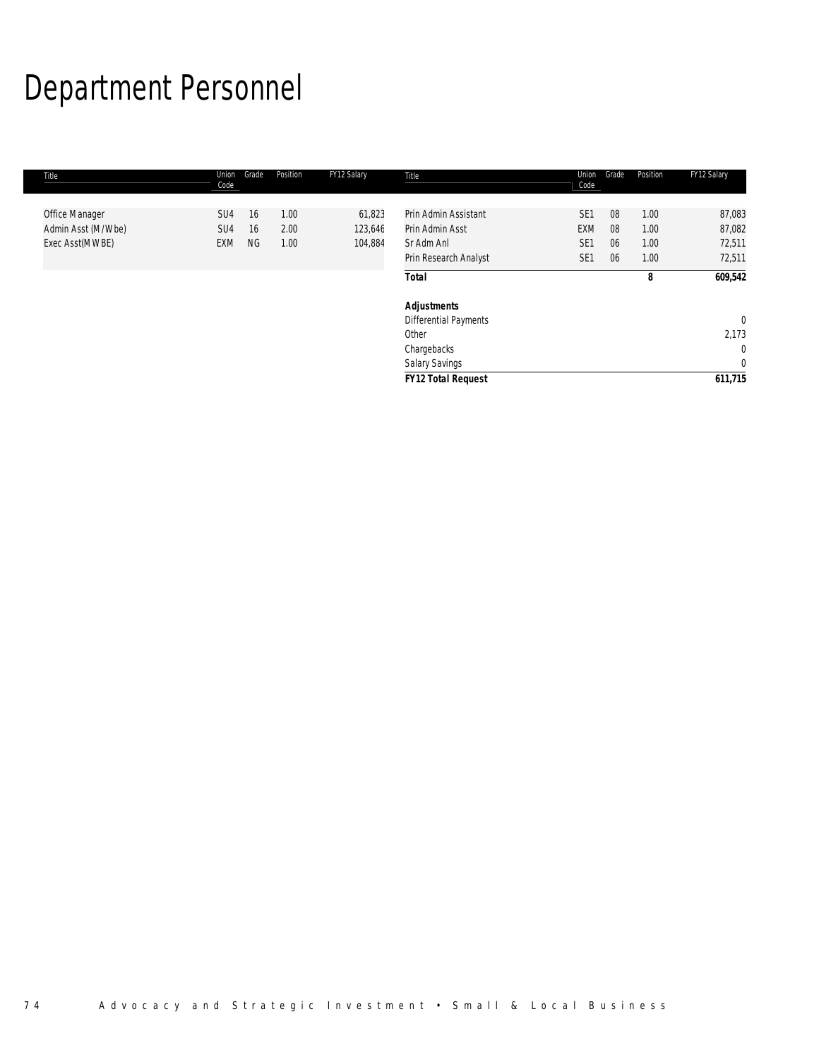# Department Personnel

| Title | Union Code | Grade | Position | FY12 Salary |
|---|---|---|---|---|
| Office Manager | SU4 | 16 | 1.00 | 61,823 |
| Admin Asst (M/Wbe) | SU4 | 16 | 2.00 | 123,646 |
| Exec Asst(MWBE) | EXM | NG | 1.00 | 104,884 |
| Prin Admin Assistant | SE1 | 08 | 1.00 | 87,083 |
| Prin Admin Asst | EXM | 08 | 1.00 | 87,082 |
| Sr Adm Anl | SE1 | 06 | 1.00 | 72,511 |
| Prin Research Analyst | SE1 | 06 | 1.00 | 72,511 |
| **Total** | | | **8** | **609,542** |
| **Adjustments** | | | | |
| Differential Payments | | | | 0 |
| Other | | | | 2,173 |
| Chargebacks | | | | 0 |
| Salary Savings | | | | 0 |
| **FY12 Total Request** | | | | **611,715** |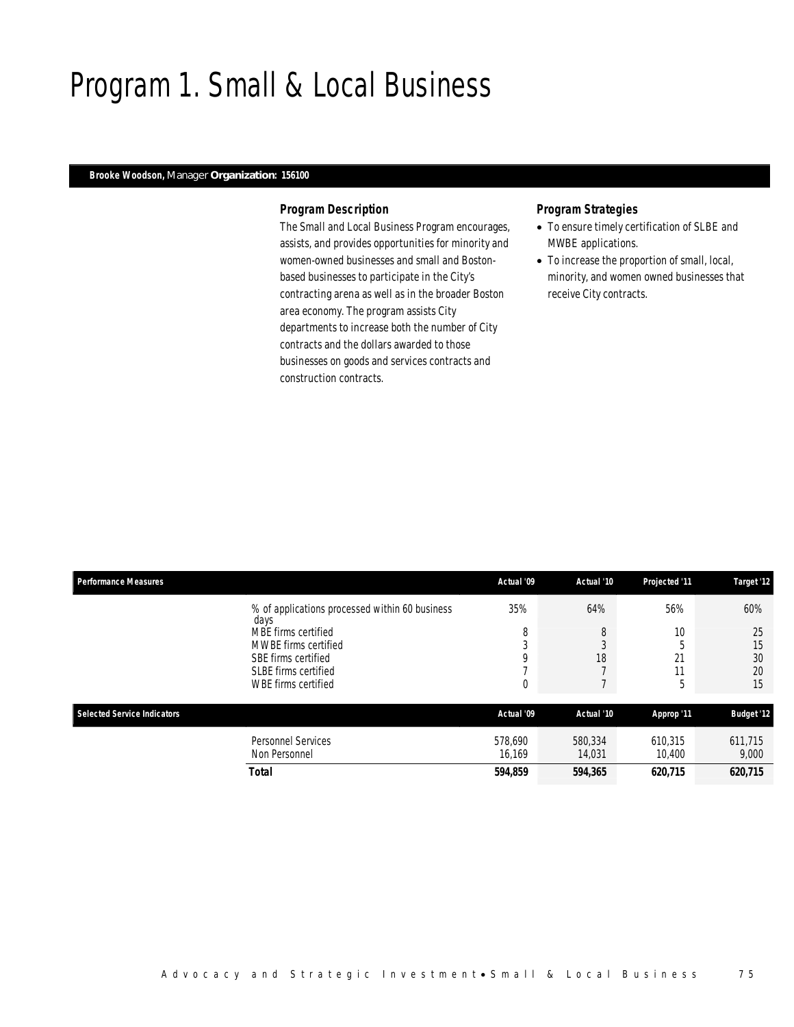# Program 1. Small & Local Business

**Brooke Woodson,** Manager **Organization: 156100**

### *Program Description*

The Small and Local Business Program encourages, assists, and provides opportunities for minority and women-owned businesses and small and Boston-based businesses to participate in the City's contracting arena as well as in the broader Boston area economy. The program assists City departments to increase both the number of City contracts and the dollars awarded to those businesses on goods and services contracts and construction contracts.

### *Program Strategies*

- To ensure timely certification of SLBE and MWBE applications.
- To increase the proportion of small, local, minority, and women owned businesses that receive City contracts.

| Performance Measures | | Actual '09 | Actual '10 | Projected '11 | Target '12 |
|---|---|---|---|---|---|
| | % of applications processed within 60 business days | 35% | 64% | 56% | 60% |
| | MBE firms certified | 8 | 8 | 10 | 25 |
| | MWBE firms certified | 3 | 3 | 5 | 15 |
| | SBE firms certified | 9 | 18 | 21 | 30 |
| | SLBE firms certified | 7 | 7 | 11 | 20 |
| | WBE firms certified | 0 | 7 | 5 | 15 |

| Selected Service Indicators | | Actual '09 | Actual '10 | Approp '11 | Budget '12 |
|---|---|---|---|---|---|
| | Personnel Services | 578,690 | 580,334 | 610,315 | 611,715 |
| | Non Personnel | 16,169 | 14,031 | 10,400 | 9,000 |
| | **Total** | **594,859** | **594,365** | **620,715** | **620,715** |